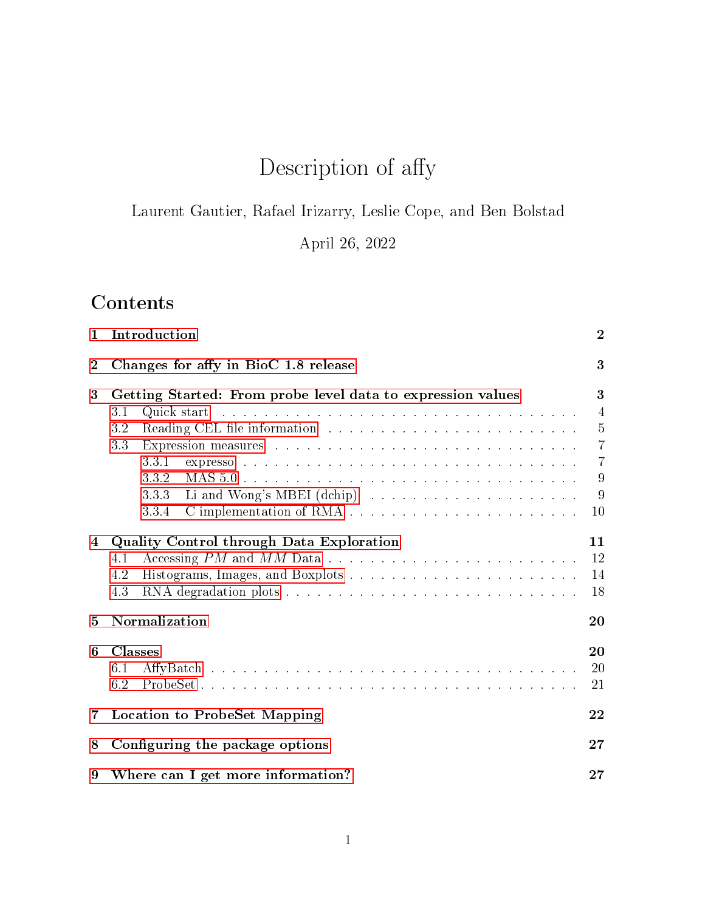# Description of affy

Laurent Gautier, Rafael Irizarry, Leslie Cope, and Ben Bolstad

April 26, 2022

## Contents

- **1 Introduction** — 2
- **2 Changes for affy in BioC 1.8 release** — 3
- **3 Getting Started: From probe level data to expression values** — 3
  - 3.1 Quick start — 4
  - 3.2 Reading CEL file information — 5
  - 3.3 Expression measures — 7
    - 3.3.1 expresso — 7
    - 3.3.2 MAS 5.0 — 9
    - 3.3.3 Li and Wong's MBEI (dchip) — 9
    - 3.3.4 C implementation of RMA — 10
- **4 Quality Control through Data Exploration** — 11
  - 4.1 Accessing *PM* and *MM* Data — 12
  - 4.2 Histograms, Images, and Boxplots — 14
  - 4.3 RNA degradation plots — 18
- **5 Normalization** — 20
- **6 Classes** — 20
  - 6.1 AffyBatch — 20
  - 6.2 ProbeSet — 21
- **7 Location to ProbeSet Mapping** — 22
- **8 Configuring the package options** — 27
- **9 Where can I get more information?** — 27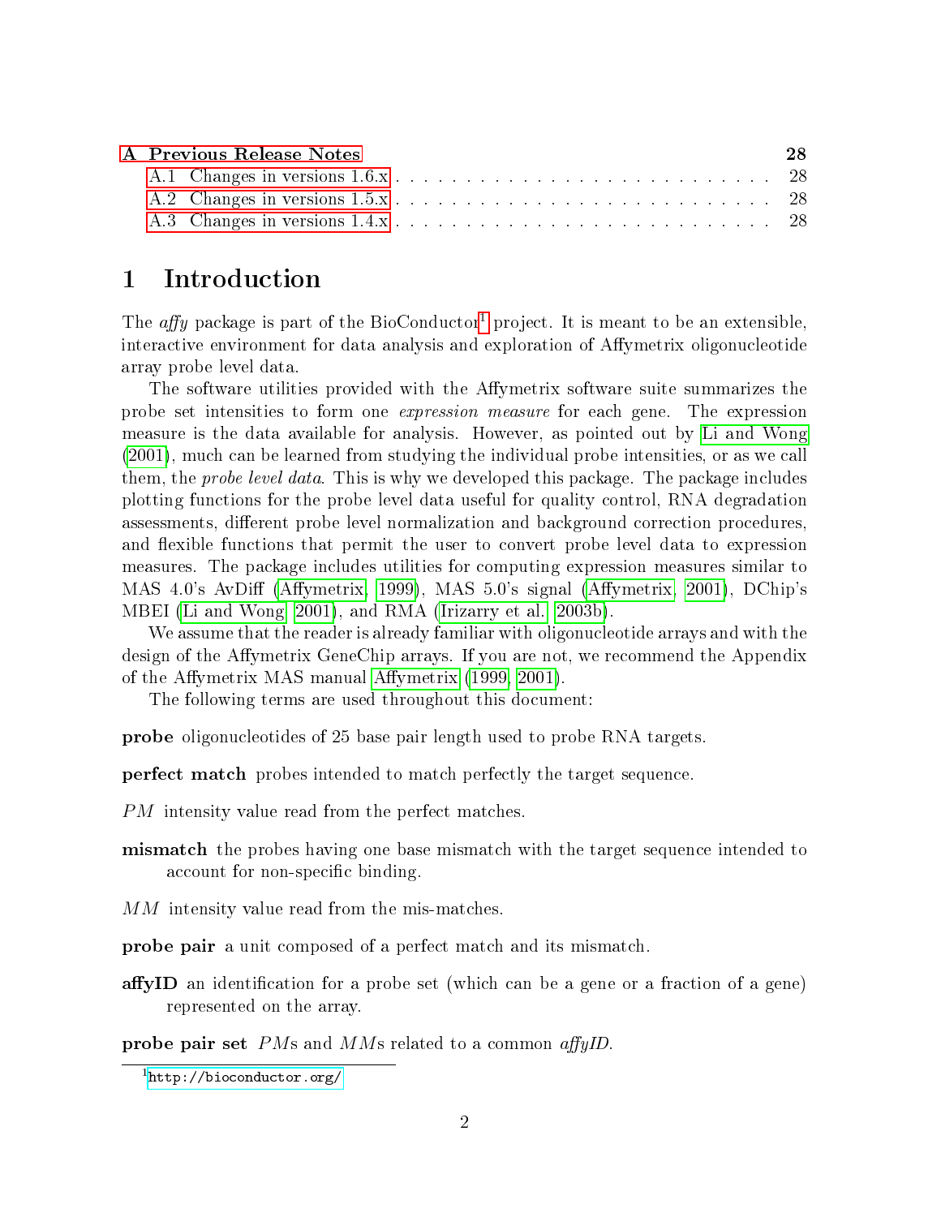| | |
|---|---|
| **A Previous Release Notes** | **28** |
| A.1 Changes in versions 1.6.x | 28 |
| A.2 Changes in versions 1.5.x | 28 |
| A.3 Changes in versions 1.4.x | 28 |

# 1 Introduction

The *affy* package is part of the BioConductor[1] project. It is meant to be an extensible, interactive environment for data analysis and exploration of Affymetrix oligonucleotide array probe level data.

The software utilities provided with the Affymetrix software suite summarizes the probe set intensities to form one *expression measure* for each gene. The expression measure is the data available for analysis. However, as pointed out by Li and Wong (2001), much can be learned from studying the individual probe intensities, or as we call them, the *probe level data*. This is why we developed this package. The package includes plotting functions for the probe level data useful for quality control, RNA degradation assessments, different probe level normalization and background correction procedures, and flexible functions that permit the user to convert probe level data to expression measures. The package includes utilities for computing expression measures similar to MAS 4.0's AvDiff (Affymetrix, 1999), MAS 5.0's signal (Affymetrix, 2001), DChip's MBEI (Li and Wong, 2001), and RMA (Irizarry et al., 2003b).

We assume that the reader is already familiar with oligonucleotide arrays and with the design of the Affymetrix GeneChip arrays. If you are not, we recommend the Appendix of the Affymetrix MAS manual Affymetrix (1999, 2001).

The following terms are used throughout this document:

**probe** oligonucleotides of 25 base pair length used to probe RNA targets.

**perfect match** probes intended to match perfectly the target sequence.

*PM* intensity value read from the perfect matches.

**mismatch** the probes having one base mismatch with the target sequence intended to account for non-specific binding.

*MM* intensity value read from the mis-matches.

**probe pair** a unit composed of a perfect match and its mismatch.

**affyID** an identification for a probe set (which can be a gene or a fraction of a gene) represented on the array.

**probe pair set** *PM*s and *MM*s related to a common *affyID*.

[1] http://bioconductor.org/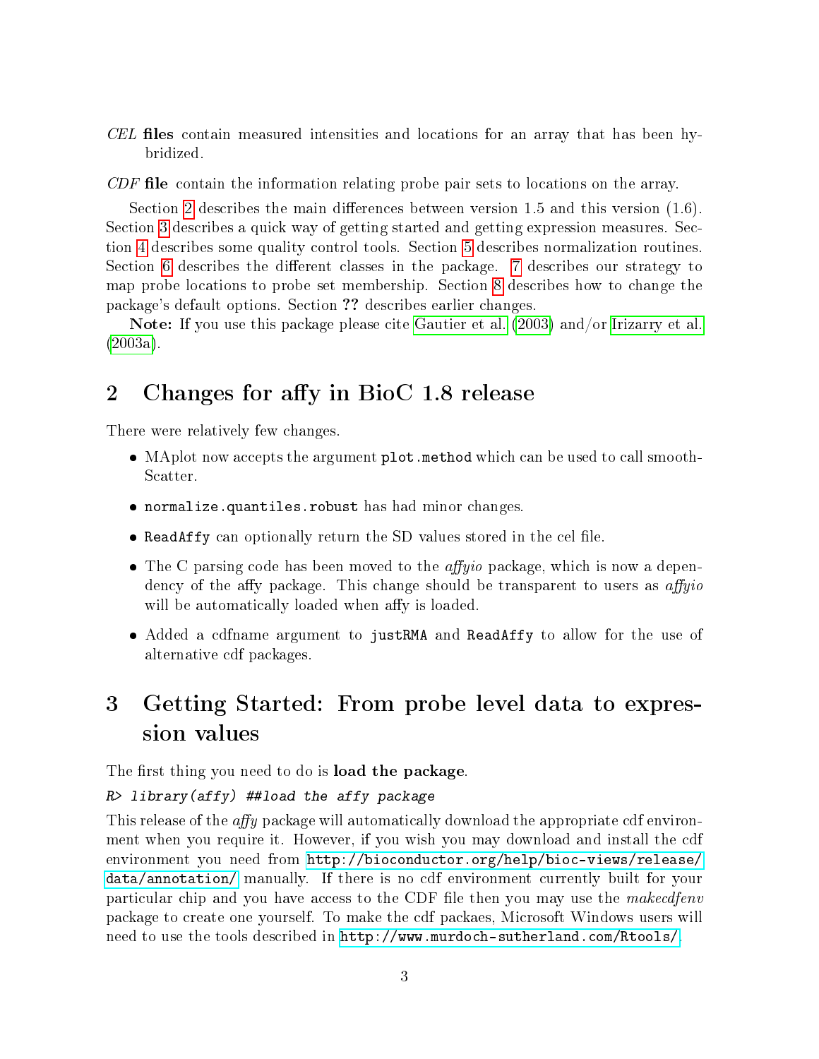*CEL* **files** contain measured intensities and locations for an array that has been hybridized.

*CDF* **file** contain the information relating probe pair sets to locations on the array.

Section 2 describes the main differences between version 1.5 and this version (1.6). Section 3 describes a quick way of getting started and getting expression measures. Section 4 describes some quality control tools. Section 5 describes normalization routines. Section 6 describes the different classes in the package. 7 describes our strategy to map probe locations to probe set membership. Section 8 describes how to change the package's default options. Section **??** describes earlier changes.

**Note:** If you use this package please cite Gautier et al. (2003) and/or Irizarry et al. (2003a).

## 2 Changes for affy in BioC 1.8 release

There were relatively few changes.

- MAplot now accepts the argument `plot.method` which can be used to call smoothScatter.
- `normalize.quantiles.robust` has had minor changes.
- `ReadAffy` can optionally return the SD values stored in the cel file.
- The C parsing code has been moved to the *affyio* package, which is now a dependency of the affy package. This change should be transparent to users as *affyio* will be automatically loaded when affy is loaded.
- Added a cdfname argument to `justRMA` and `ReadAffy` to allow for the use of alternative cdf packages.

## 3 Getting Started: From probe level data to expression values

The first thing you need to do is **load the package**.

```
R> library(affy) ##load the affy package
```

This release of the *affy* package will automatically download the appropriate cdf environment when you require it. However, if you wish you may download and install the cdf environment you need from `http://bioconductor.org/help/bioc-views/release/data/annotation/` manually. If there is no cdf environment currently built for your particular chip and you have access to the CDF file then you may use the *makecdfenv* package to create one yourself. To make the cdf packaes, Microsoft Windows users will need to use the tools described in `http://www.murdoch-sutherland.com/Rtools/`.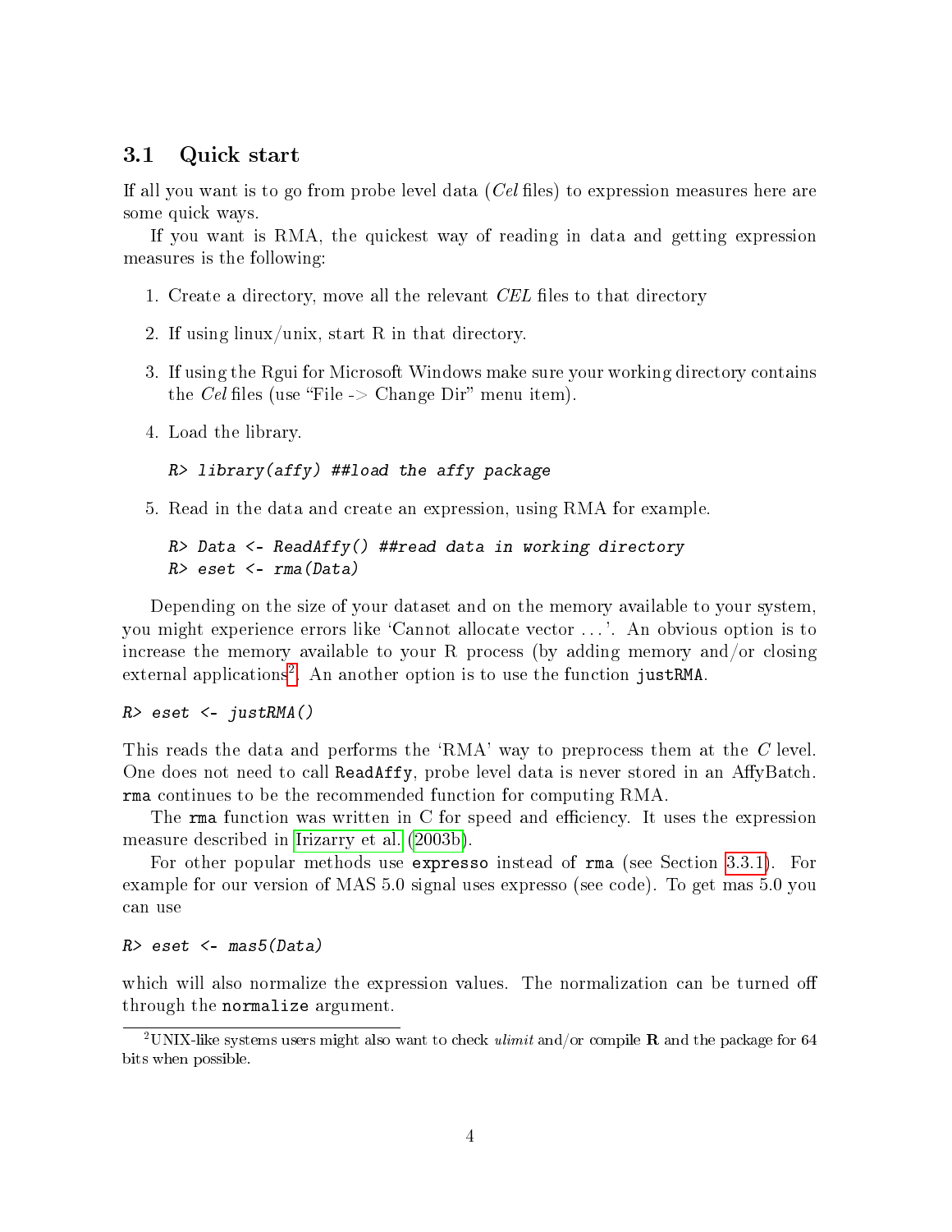## 3.1 Quick start

If all you want is to go from probe level data (*Cel* files) to expression measures here are some quick ways.

If you want is RMA, the quickest way of reading in data and getting expression measures is the following:

1. Create a directory, move all the relevant *CEL* files to that directory
2. If using linux/unix, start R in that directory.
3. If using the Rgui for Microsoft Windows make sure your working directory contains the *Cel* files (use "File -> Change Dir" menu item).
4. Load the library.

   ```
   R> library(affy) ##load the affy package
   ```

5. Read in the data and create an expression, using RMA for example.

   ```
   R> Data <- ReadAffy() ##read data in working directory
   R> eset <- rma(Data)
   ```

Depending on the size of your dataset and on the memory available to your system, you might experience errors like 'Cannot allocate vector ...'. An obvious option is to increase the memory available to your R process (by adding memory and/or closing external applications[2]. An another option is to use the function `justRMA`.

```
R> eset <- justRMA()
```

This reads the data and performs the 'RMA' way to preprocess them at the *C* level. One does not need to call `ReadAffy`, probe level data is never stored in an AffyBatch. `rma` continues to be the recommended function for computing RMA.

The `rma` function was written in C for speed and efficiency. It uses the expression measure described in Irizarry et al. (2003b).

For other popular methods use `expresso` instead of `rma` (see Section 3.3.1). For example for our version of MAS 5.0 signal uses expresso (see code). To get mas 5.0 you can use

```
R> eset <- mas5(Data)
```

which will also normalize the expression values. The normalization can be turned off through the `normalize` argument.

[2] UNIX-like systems users might also want to check *ulimit* and/or compile **R** and the package for 64 bits when possible.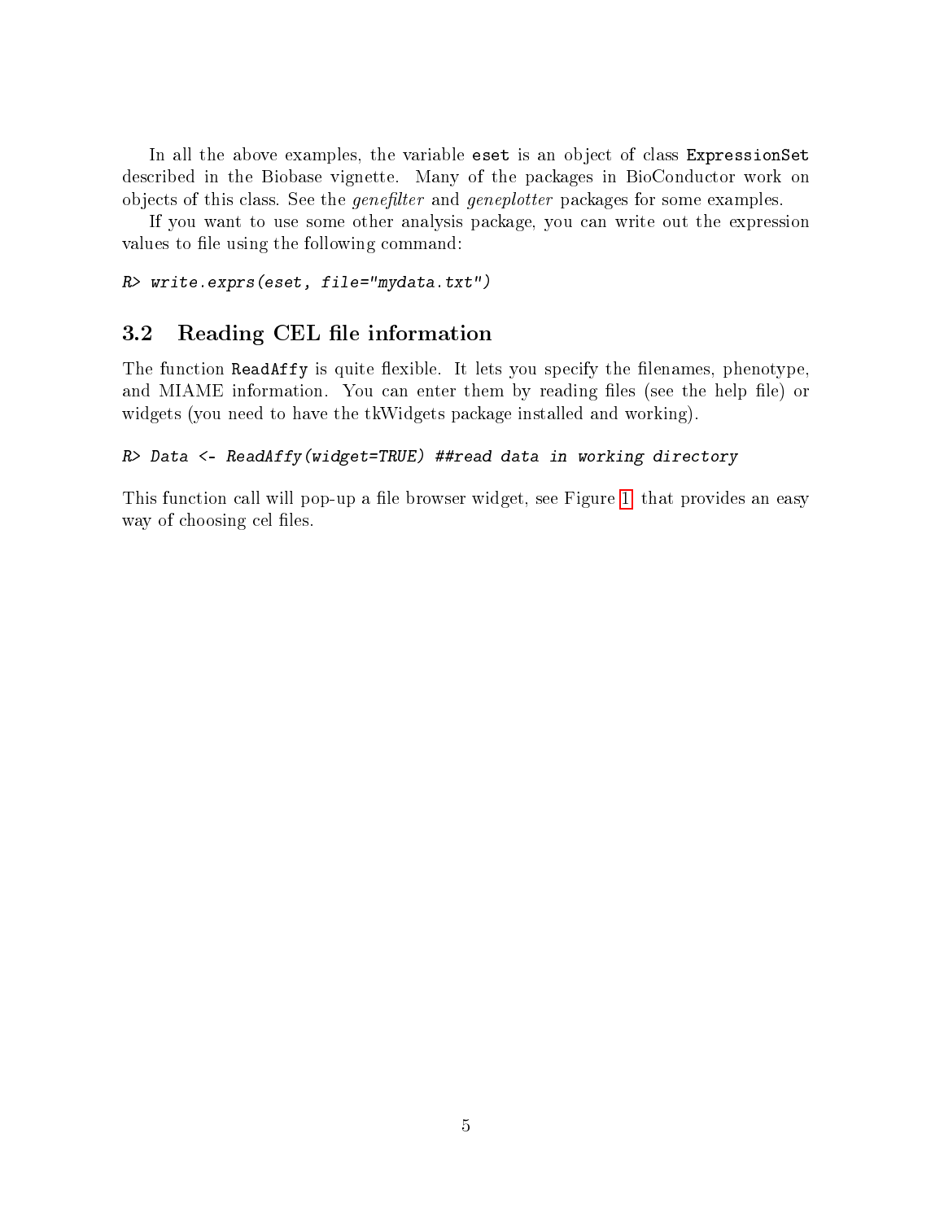In all the above examples, the variable `eset` is an object of class `ExpressionSet` described in the Biobase vignette. Many of the packages in BioConductor work on objects of this class. See the *genefilter* and *geneplotter* packages for some examples.

If you want to use some other analysis package, you can write out the expression values to file using the following command:

```
R> write.exprs(eset, file="mydata.txt")
```

## 3.2 Reading CEL file information

The function `ReadAffy` is quite flexible. It lets you specify the filenames, phenotype, and MIAME information. You can enter them by reading files (see the help file) or widgets (you need to have the tkWidgets package installed and working).

```
R> Data <- ReadAffy(widget=TRUE) ##read data in working directory
```

This function call will pop-up a file browser widget, see Figure 1, that provides an easy way of choosing cel files.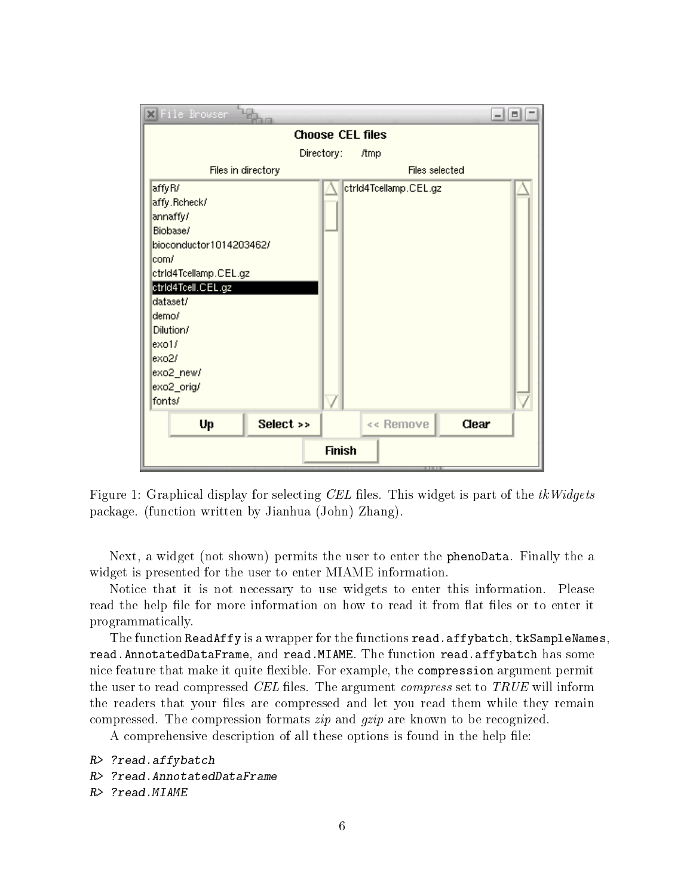Figure 1: Graphical display for selecting *CEL* files. This widget is part of the *tkWidgets* package. (function written by Jianhua (John) Zhang).

Next, a widget (not shown) permits the user to enter the `phenoData`. Finally the a widget is presented for the user to enter MIAME information.

Notice that it is not necessary to use widgets to enter this information. Please read the help file for more information on how to read it from flat files or to enter it programmatically.

The function `ReadAffy` is a wrapper for the functions `read.affybatch`, `tkSampleNames`, `read.AnnotatedDataFrame`, and `read.MIAME`. The function `read.affybatch` has some nice feature that make it quite flexible. For example, the `compression` argument permit the user to read compressed *CEL* files. The argument *compress* set to *TRUE* will inform the readers that your files are compressed and let you read them while they remain compressed. The compression formats *zip* and *gzip* are known to be recognized.

A comprehensive description of all these options is found in the help file:

```
R> ?read.affybatch
R> ?read.AnnotatedDataFrame
R> ?read.MIAME
```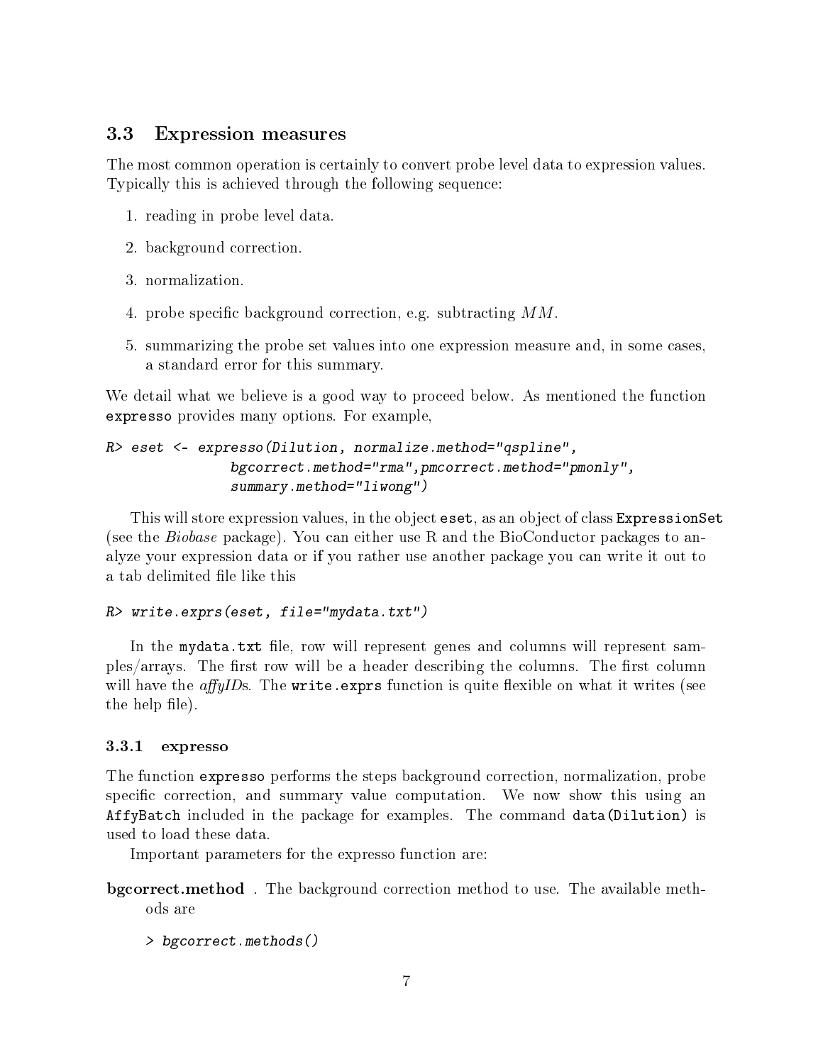## 3.3 Expression measures

The most common operation is certainly to convert probe level data to expression values. Typically this is achieved through the following sequence:

1. reading in probe level data.
2. background correction.
3. normalization.
4. probe specific background correction, e.g. subtracting $MM$.
5. summarizing the probe set values into one expression measure and, in some cases, a standard error for this summary.

We detail what we believe is a good way to proceed below. As mentioned the function `expresso` provides many options. For example,

```
R> eset <- expresso(Dilution, normalize.method="qspline",
               bgcorrect.method="rma",pmcorrect.method="pmonly",
               summary.method="liwong")
```

This will store expression values, in the object `eset`, as an object of class `ExpressionSet` (see the *Biobase* package). You can either use R and the BioConductor packages to analyze your expression data or if you rather use another package you can write it out to a tab delimited file like this

```
R> write.exprs(eset, file="mydata.txt")
```

In the `mydata.txt` file, row will represent genes and columns will represent samples/arrays. The first row will be a header describing the columns. The first column will have the *affyID*s. The `write.exprs` function is quite flexible on what it writes (see the help file).

### 3.3.1 expresso

The function `expresso` performs the steps background correction, normalization, probe specific correction, and summary value computation. We now show this using an `AffyBatch` included in the package for examples. The command `data(Dilution)` is used to load these data.

Important parameters for the expresso function are:

**bgcorrect.method** . The background correction method to use. The available methods are

```
> bgcorrect.methods()
```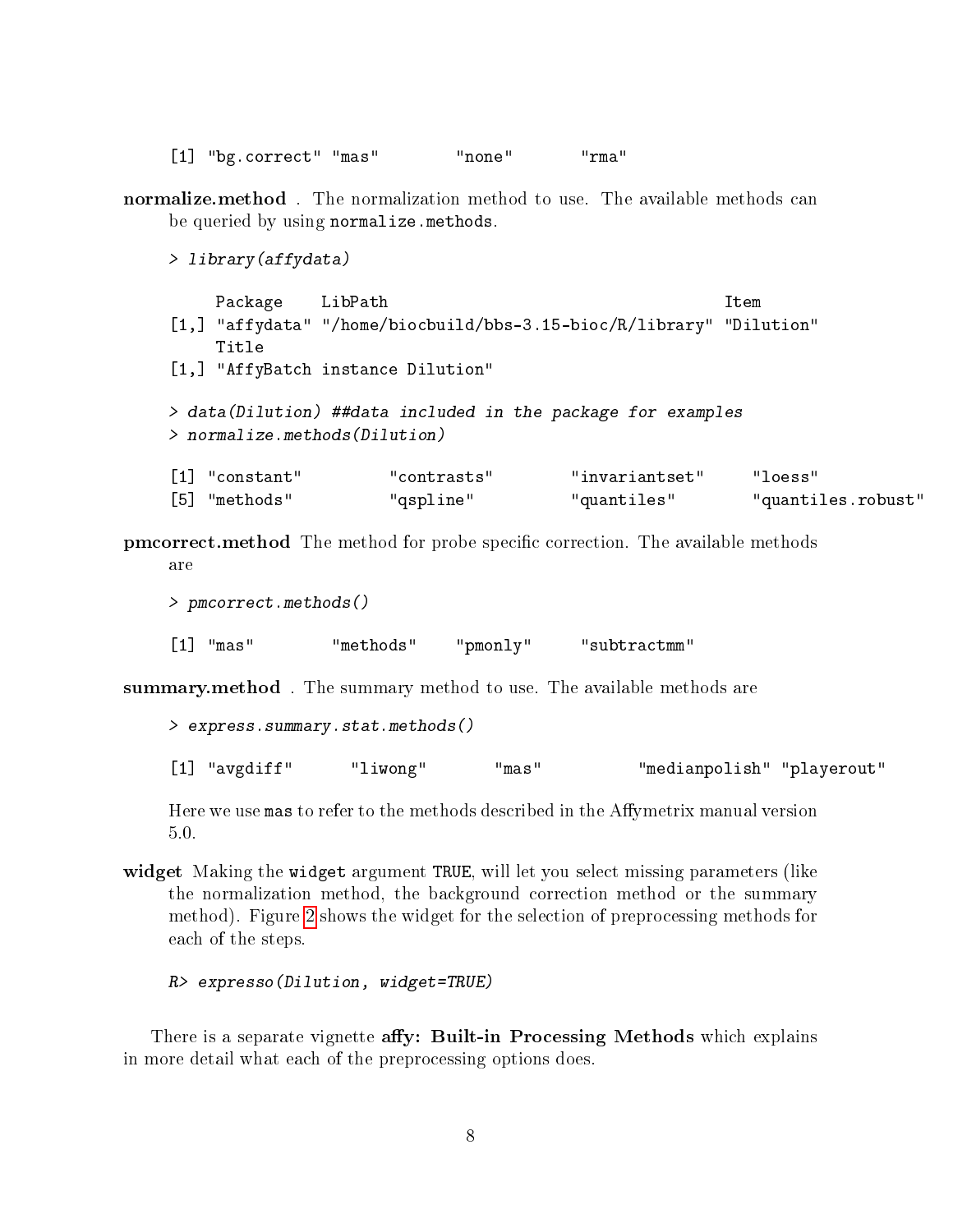```
[1] "bg.correct" "mas"        "none"       "rma"
```

**normalize.method** . The normalization method to use. The available methods can be queried by using `normalize.methods`.

```
> library(affydata)

     Package    LibPath                                   Item
[1,] "affydata" "/home/biocbuild/bbs-3.15-bioc/R/library" "Dilution"
     Title
[1,] "AffyBatch instance Dilution"

> data(Dilution) ##data included in the package for examples
> normalize.methods(Dilution)

[1] "constant"         "contrasts"        "invariantset"     "loess"
[5] "methods"          "qspline"          "quantiles"        "quantiles.robust"
```

**pmcorrect.method** The method for probe specific correction. The available methods are

```
> pmcorrect.methods()

[1] "mas"        "methods"    "pmonly"     "subtractmm"
```

**summary.method** . The summary method to use. The available methods are

```
> express.summary.stat.methods()

[1] "avgdiff"      "liwong"       "mas"          "medianpolish" "playerout"
```

Here we use `mas` to refer to the methods described in the Affymetrix manual version 5.0.

**widget** Making the `widget` argument `TRUE`, will let you select missing parameters (like the normalization method, the background correction method or the summary method). Figure 2 shows the widget for the selection of preprocessing methods for each of the steps.

```
R> expresso(Dilution, widget=TRUE)
```

There is a separate vignette **affy: Built-in Processing Methods** which explains in more detail what each of the preprocessing options does.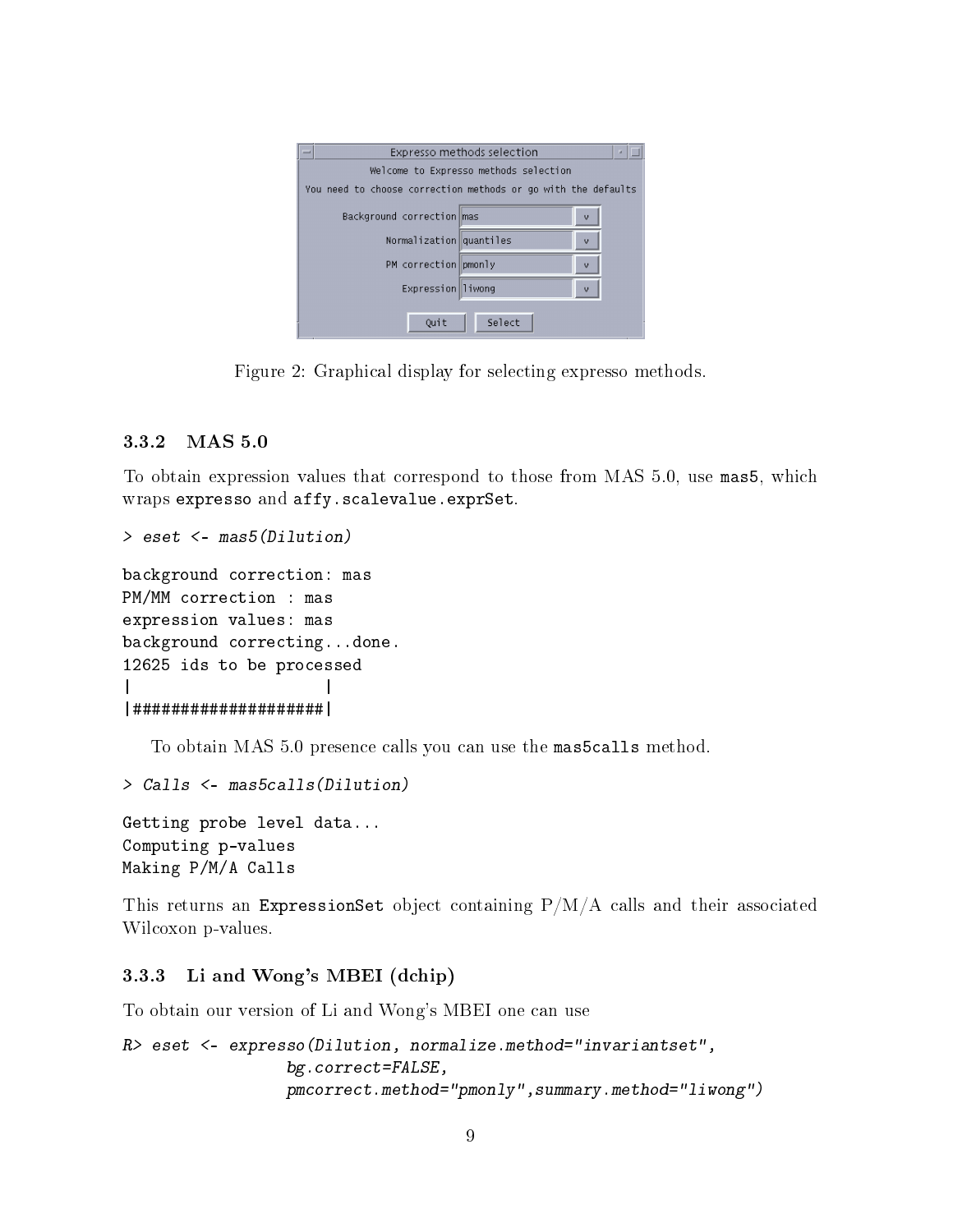Figure 2: Graphical display for selecting expresso methods.

### 3.3.2 MAS 5.0

To obtain expression values that correspond to those from MAS 5.0, use `mas5`, which wraps `expresso` and `affy.scalevalue.exprSet`.

```
> eset <- mas5(Dilution)

background correction: mas
PM/MM correction : mas
expression values: mas
background correcting...done.
12625 ids to be processed
|                    |
|####################|
```

To obtain MAS 5.0 presence calls you can use the `mas5calls` method.

```
> Calls <- mas5calls(Dilution)

Getting probe level data...
Computing p-values
Making P/M/A Calls
```

This returns an `ExpressionSet` object containing P/M/A calls and their associated Wilcoxon p-values.

### 3.3.3 Li and Wong's MBEI (dchip)

To obtain our version of Li and Wong's MBEI one can use

```
R> eset <- expresso(Dilution, normalize.method="invariantset",
                 bg.correct=FALSE,
                 pmcorrect.method="pmonly",summary.method="liwong")
```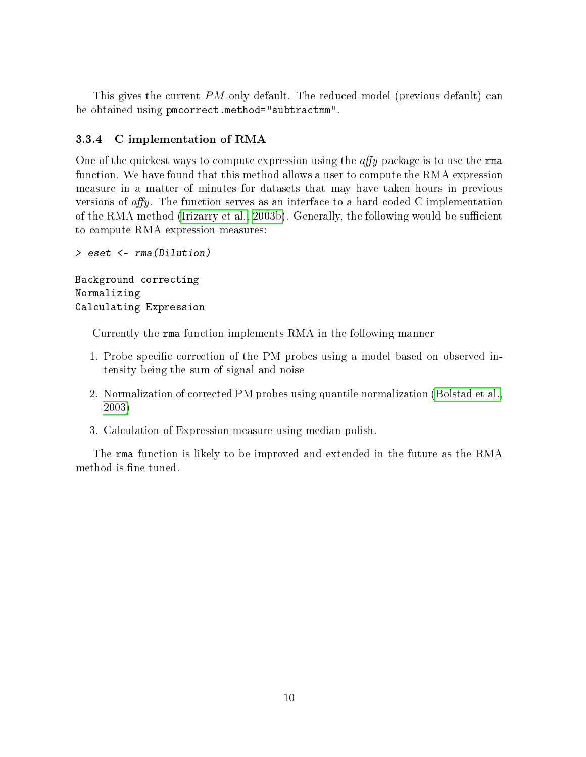This gives the current *PM*-only default. The reduced model (previous default) can be obtained using `pmcorrect.method="subtractmm"`.

### 3.3.4 C implementation of RMA

One of the quickest ways to compute expression using the *affy* package is to use the `rma` function. We have found that this method allows a user to compute the RMA expression measure in a matter of minutes for datasets that may have taken hours in previous versions of *affy*. The function serves as an interface to a hard coded C implementation of the RMA method (Irizarry et al., 2003b). Generally, the following would be sufficient to compute RMA expression measures:

```
> eset <- rma(Dilution)

Background correcting
Normalizing
Calculating Expression
```

Currently the `rma` function implements RMA in the following manner

1. Probe specific correction of the PM probes using a model based on observed intensity being the sum of signal and noise
2. Normalization of corrected PM probes using quantile normalization (Bolstad et al., 2003)
3. Calculation of Expression measure using median polish.

The `rma` function is likely to be improved and extended in the future as the RMA method is fine-tuned.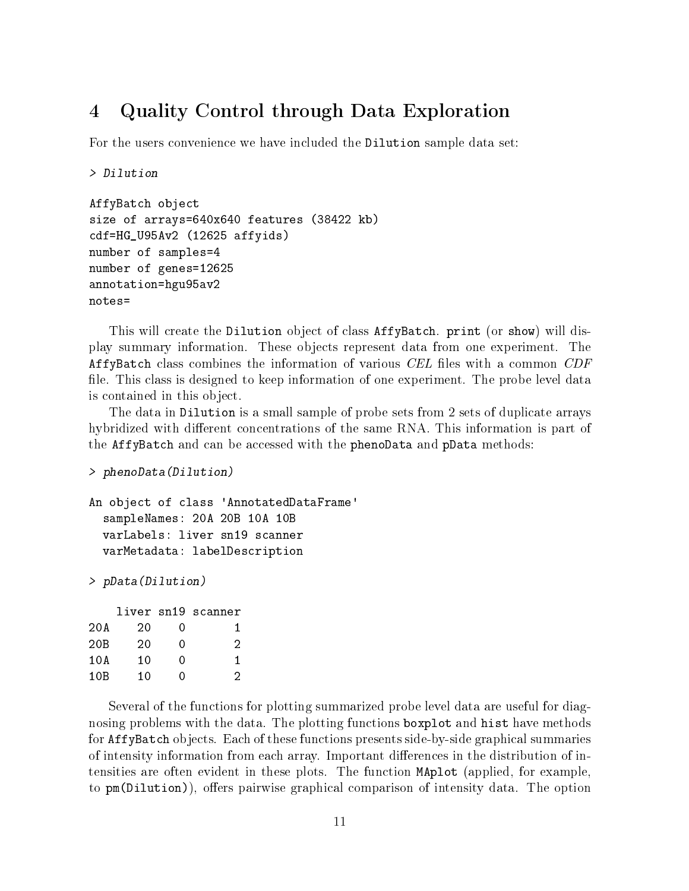# 4 Quality Control through Data Exploration

For the users convenience we have included the `Dilution` sample data set:

```
> Dilution

AffyBatch object
size of arrays=640x640 features (38422 kb)
cdf=HG_U95Av2 (12625 affyids)
number of samples=4
number of genes=12625
annotation=hgu95av2
notes=
```

This will create the `Dilution` object of class `AffyBatch`. `print` (or `show`) will display summary information. These objects represent data from one experiment. The `AffyBatch` class combines the information of various *CEL* files with a common *CDF* file. This class is designed to keep information of one experiment. The probe level data is contained in this object.

The data in `Dilution` is a small sample of probe sets from 2 sets of duplicate arrays hybridized with different concentrations of the same RNA. This information is part of the `AffyBatch` and can be accessed with the `phenoData` and `pData` methods:

```
> phenoData(Dilution)

An object of class 'AnnotatedDataFrame'
  sampleNames: 20A 20B 10A 10B
  varLabels: liver sn19 scanner
  varMetadata: labelDescription

> pData(Dilution)

    liver sn19 scanner
20A    20    0       1
20B    20    0       2
10A    10    0       1
10B    10    0       2
```

Several of the functions for plotting summarized probe level data are useful for diagnosing problems with the data. The plotting functions `boxplot` and `hist` have methods for `AffyBatch` objects. Each of these functions presents side-by-side graphical summaries of intensity information from each array. Important differences in the distribution of intensities are often evident in these plots. The function `MAplot` (applied, for example, to `pm(Dilution)`), offers pairwise graphical comparison of intensity data. The option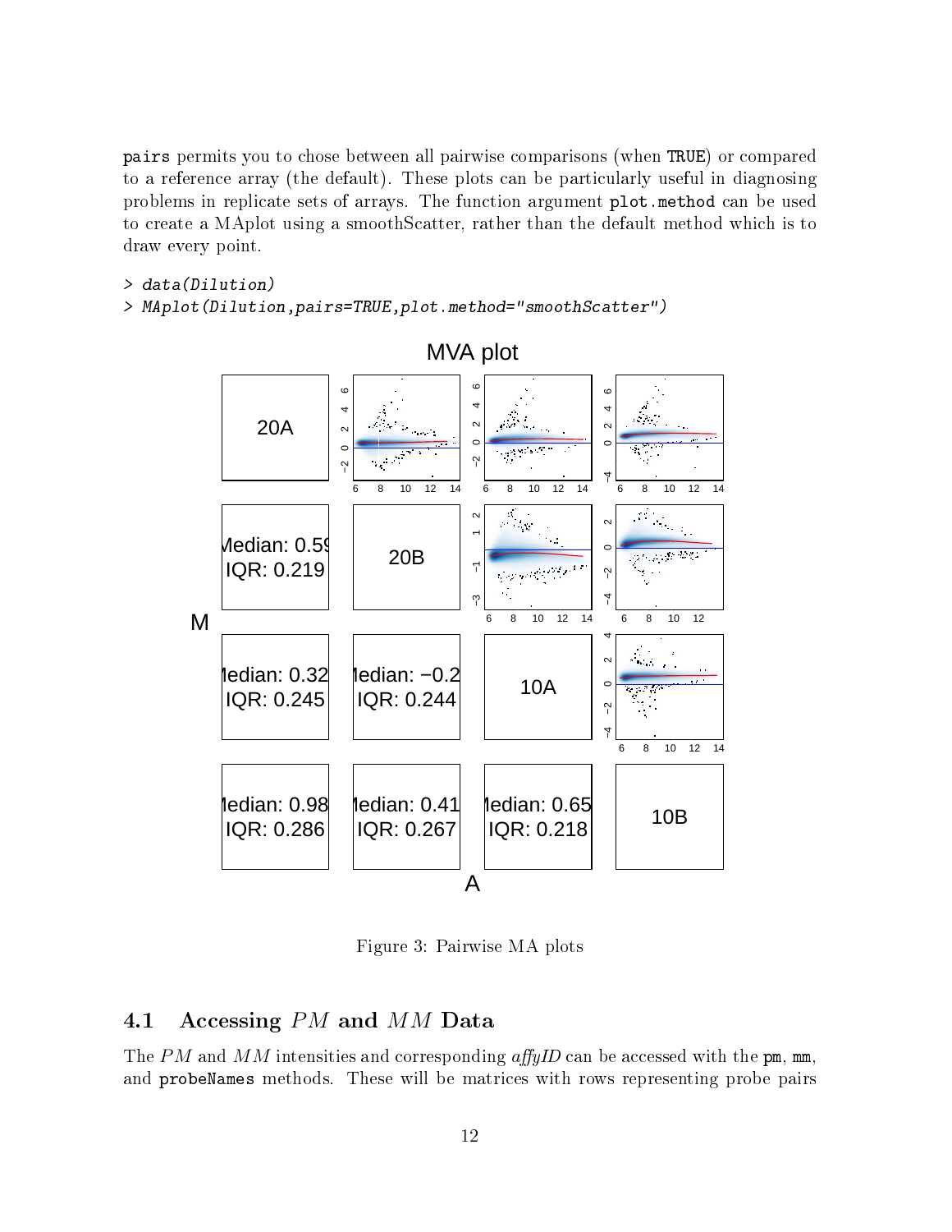pairs permits you to chose between all pairwise comparisons (when TRUE) or compared to a reference array (the default). These plots can be particularly useful in diagnosing problems in replicate sets of arrays. The function argument plot.method can be used to create a MAplot using a smoothScatter, rather than the default method which is to draw every point.

```
> data(Dilution)
> MAplot(Dilution,pairs=TRUE,plot.method="smoothScatter")
```

Figure 3: Pairwise MA plots

## 4.1 Accessing $PM$ and $MM$ Data

The $PM$ and $MM$ intensities and corresponding *affyID* can be accessed with the pm, mm, and probeNames methods. These will be matrices with rows representing probe pairs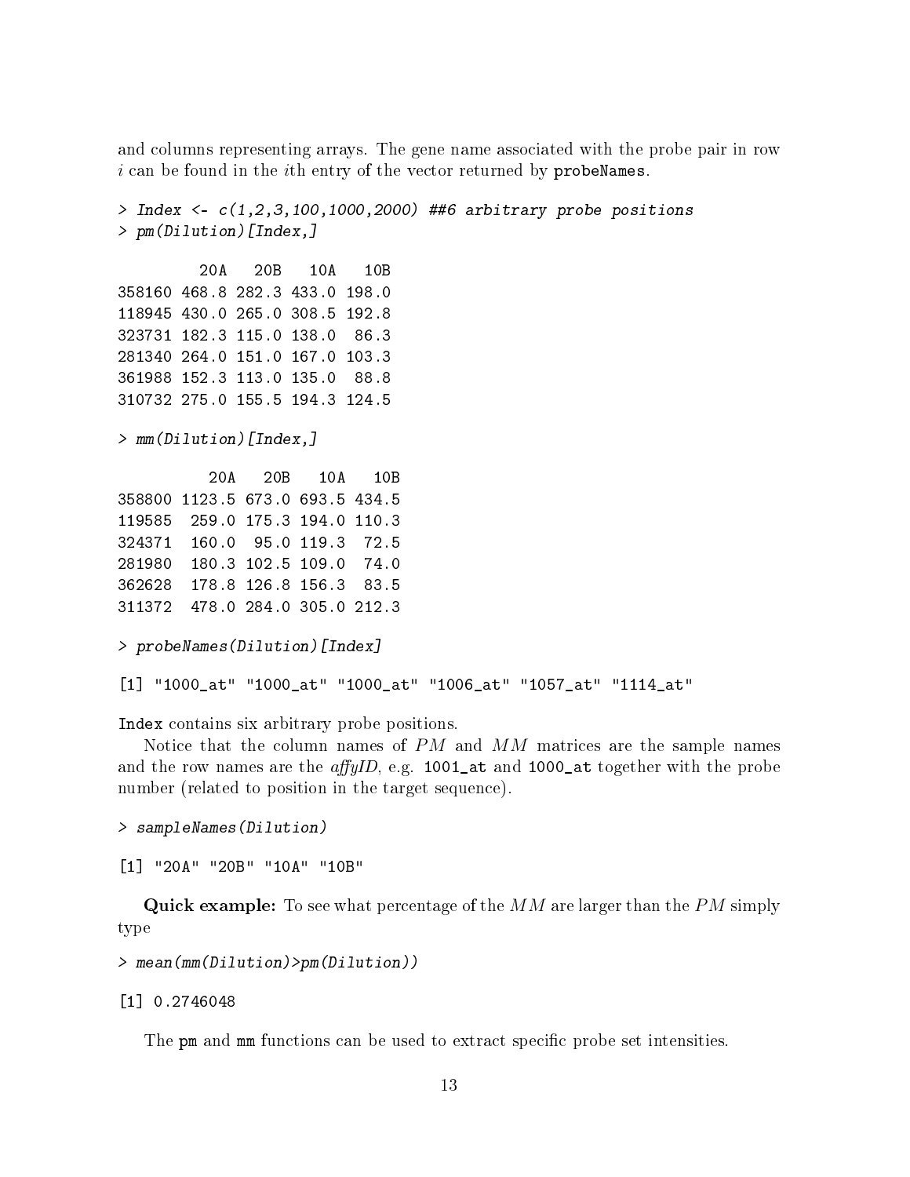and columns representing arrays. The gene name associated with the probe pair in row $i$ can be found in the $i$th entry of the vector returned by `probeNames`.

```
> Index <- c(1,2,3,100,1000,2000) ##6 arbitrary probe positions
> pm(Dilution)[Index,]

         20A   20B   10A   10B
358160 468.8 282.3 433.0 198.0
118945 430.0 265.0 308.5 192.8
323731 182.3 115.0 138.0  86.3
281340 264.0 151.0 167.0 103.3
361988 152.3 113.0 135.0  88.8
310732 275.0 155.5 194.3 124.5

> mm(Dilution)[Index,]

          20A   20B   10A   10B
358800 1123.5 673.0 693.5 434.5
119585  259.0 175.3 194.0 110.3
324371  160.0  95.0 119.3  72.5
281980  180.3 102.5 109.0  74.0
362628  178.8 126.8 156.3  83.5
311372  478.0 284.0 305.0 212.3

> probeNames(Dilution)[Index]

[1] "1000_at" "1000_at" "1000_at" "1006_at" "1057_at" "1114_at"
```

`Index` contains six arbitrary probe positions.

Notice that the column names of $PM$ and $MM$ matrices are the sample names and the row names are the *affyID*, e.g. `1001_at` and `1000_at` together with the probe number (related to position in the target sequence).

```
> sampleNames(Dilution)

[1] "20A" "20B" "10A" "10B"
```

**Quick example:** To see what percentage of the $MM$ are larger than the $PM$ simply type

```
> mean(mm(Dilution)>pm(Dilution))

[1] 0.2746048
```

The `pm` and `mm` functions can be used to extract specific probe set intensities.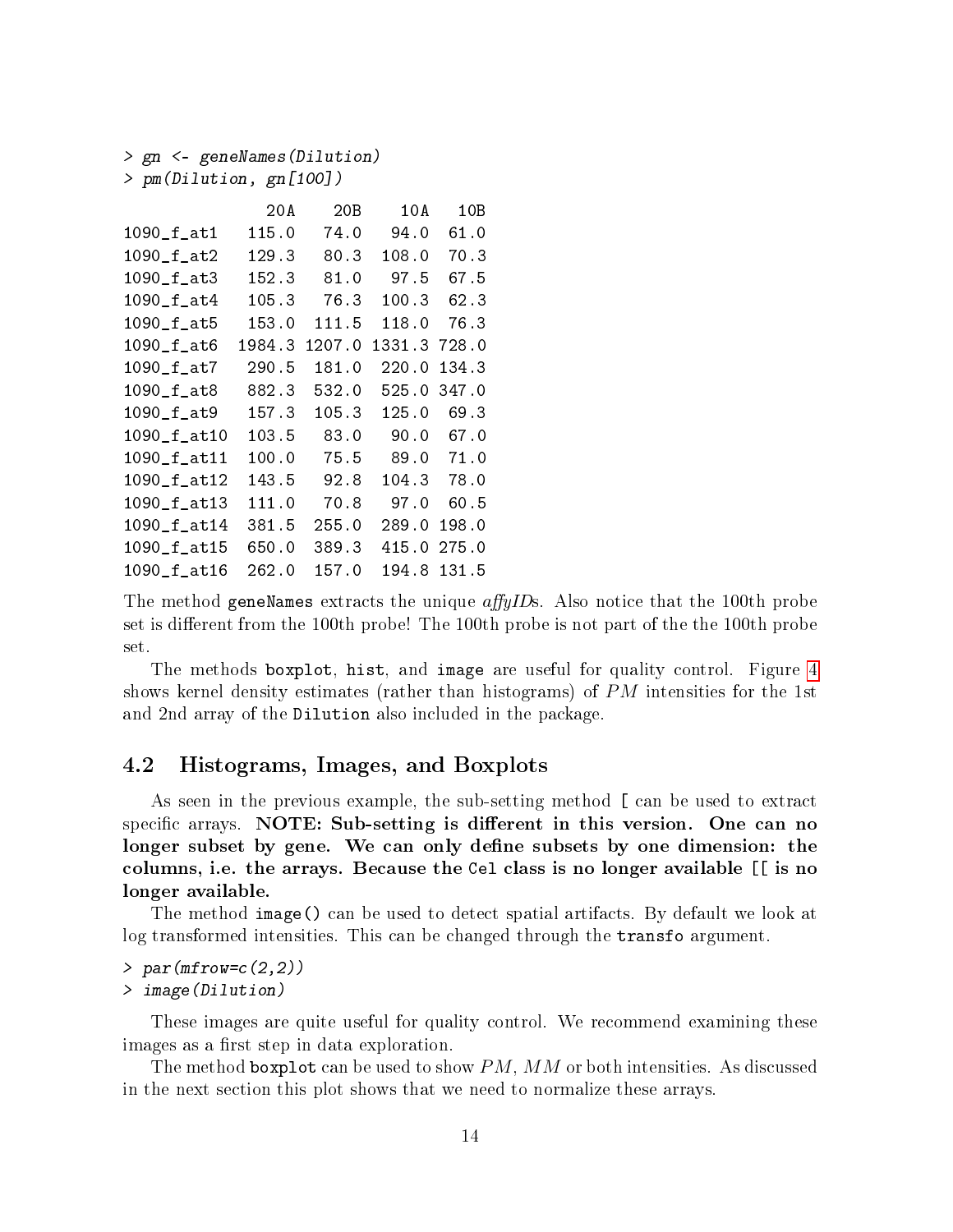```
> gn <- geneNames(Dilution)
> pm(Dilution, gn[100])
              20A    20B    10A   10B
1090_f_at1   115.0   74.0   94.0  61.0
1090_f_at2   129.3   80.3  108.0  70.3
1090_f_at3   152.3   81.0   97.5  67.5
1090_f_at4   105.3   76.3  100.3  62.3
1090_f_at5   153.0  111.5  118.0  76.3
1090_f_at6  1984.3 1207.0 1331.3 728.0
1090_f_at7   290.5  181.0  220.0 134.3
1090_f_at8   882.3  532.0  525.0 347.0
1090_f_at9   157.3  105.3  125.0  69.3
1090_f_at10  103.5   83.0   90.0  67.0
1090_f_at11  100.0   75.5   89.0  71.0
1090_f_at12  143.5   92.8  104.3  78.0
1090_f_at13  111.0   70.8   97.0  60.5
1090_f_at14  381.5  255.0  289.0 198.0
1090_f_at15  650.0  389.3  415.0 275.0
1090_f_at16  262.0  157.0  194.8 131.5
```

The method geneNames extracts the unique *affyIDs*. Also notice that the 100th probe set is different from the 100th probe! The 100th probe is not part of the the 100th probe set.

The methods boxplot, hist, and image are useful for quality control. Figure 4 shows kernel density estimates (rather than histograms) of $PM$ intensities for the 1st and 2nd array of the Dilution also included in the package.

## 4.2 Histograms, Images, and Boxplots

As seen in the previous example, the sub-setting method [ can be used to extract specific arrays. **NOTE: Sub-setting is different in this version. One can no longer subset by gene. We can only define subsets by one dimension: the columns, i.e. the arrays. Because the Cel class is no longer available [[ is no longer available.**

The method image() can be used to detect spatial artifacts. By default we look at log transformed intensities. This can be changed through the transfo argument.

```
> par(mfrow=c(2,2))
> image(Dilution)
```

These images are quite useful for quality control. We recommend examining these images as a first step in data exploration.

The method boxplot can be used to show $PM$, $MM$ or both intensities. As discussed in the next section this plot shows that we need to normalize these arrays.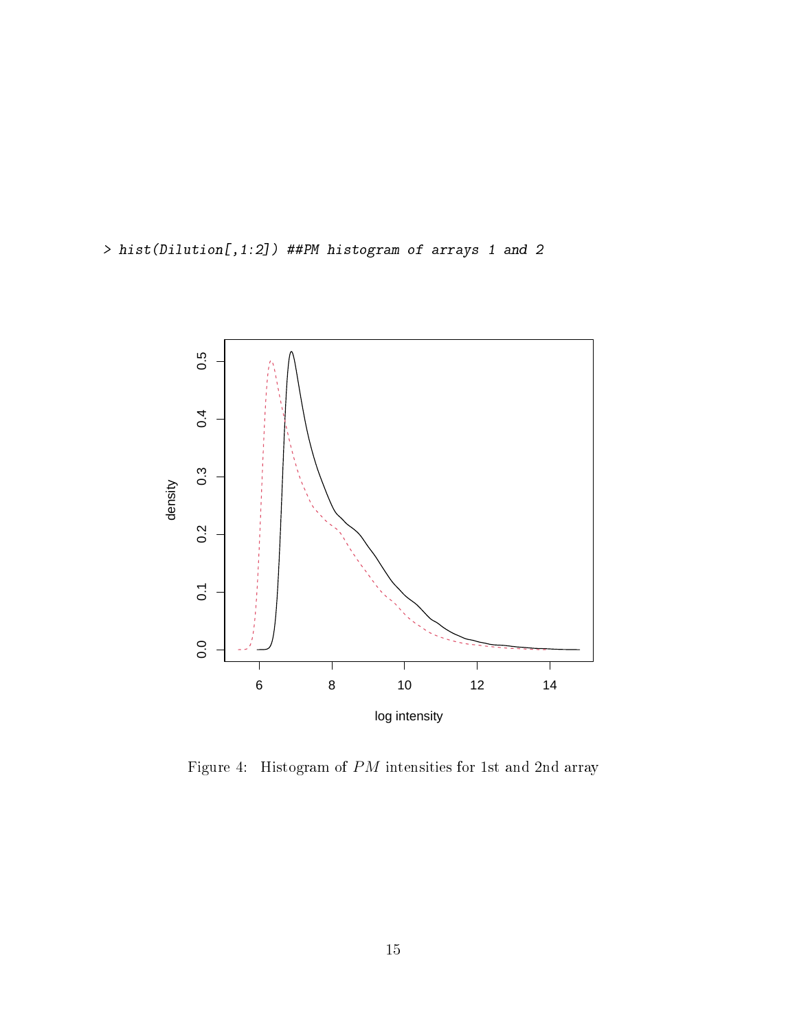```
> hist(Dilution[,1:2]) ##PM histogram of arrays 1 and 2
```

Figure 4: Histogram of $PM$ intensities for 1st and 2nd array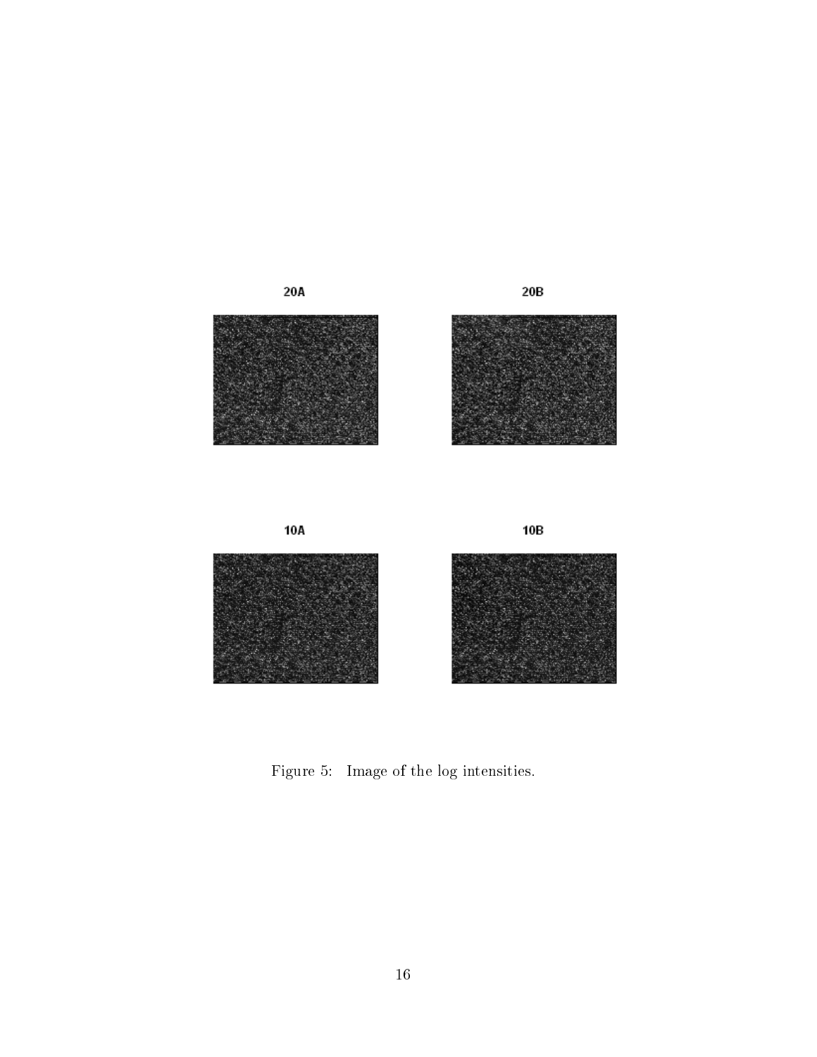20A

20B

10A

10B

Figure 5: Image of the log intensities.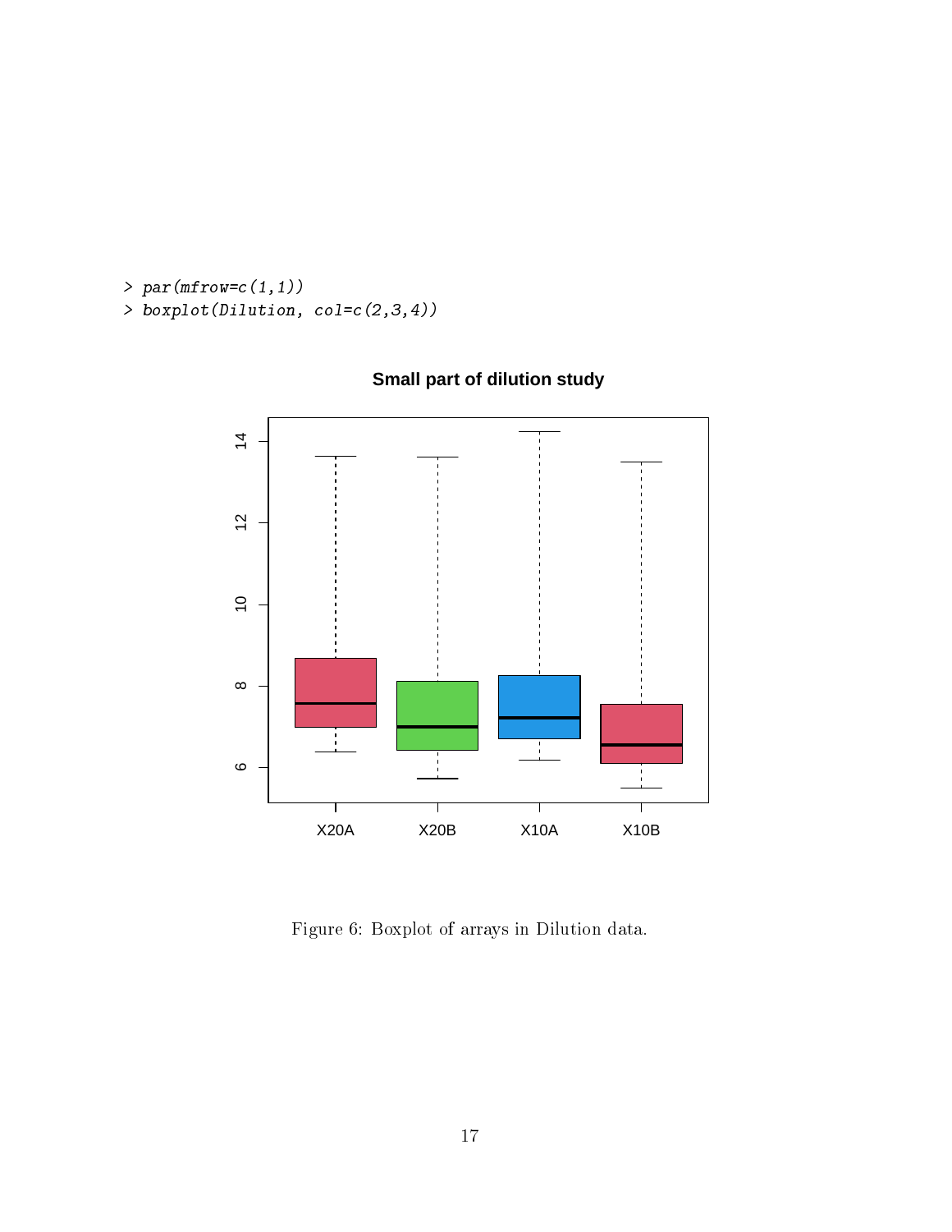```
> par(mfrow=c(1,1))
> boxplot(Dilution, col=c(2,3,4))
```

Figure 6: Boxplot of arrays in Dilution data.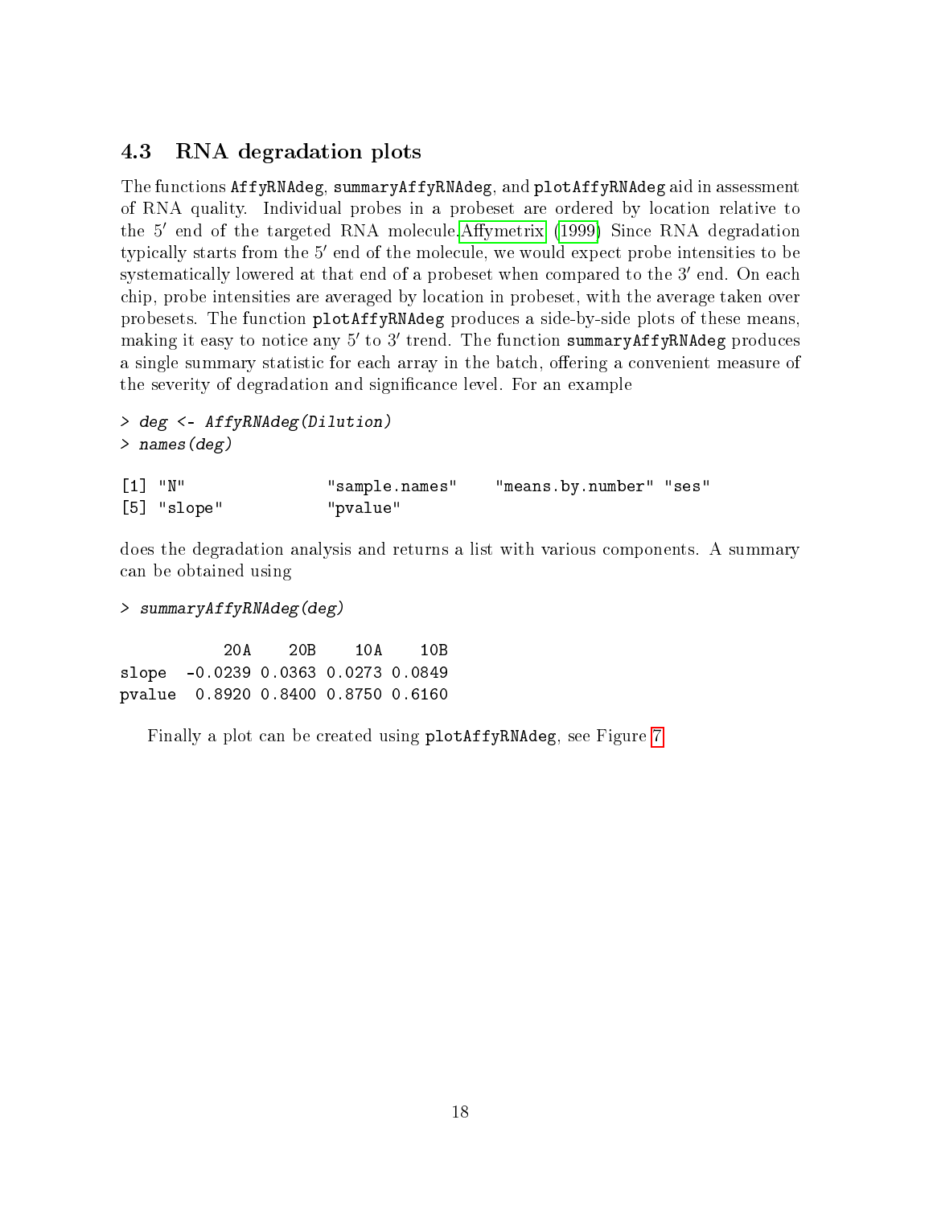## 4.3 RNA degradation plots

The functions AffyRNAdeg, summaryAffyRNAdeg, and plotAffyRNAdeg aid in assessment of RNA quality. Individual probes in a probeset are ordered by location relative to the $5'$ end of the targeted RNA molecule.Affymetrix (1999) Since RNA degradation typically starts from the $5'$ end of the molecule, we would expect probe intensities to be systematically lowered at that end of a probeset when compared to the $3'$ end. On each chip, probe intensities are averaged by location in probeset, with the average taken over probesets. The function plotAffyRNAdeg produces a side-by-side plots of these means, making it easy to notice any $5'$ to $3'$ trend. The function summaryAffyRNAdeg produces a single summary statistic for each array in the batch, offering a convenient measure of the severity of degradation and significance level. For an example

```
> deg <- AffyRNAdeg(Dilution)
> names(deg)

[1] "N"               "sample.names"    "means.by.number" "ses"
[5] "slope"           "pvalue"
```

does the degradation analysis and returns a list with various components. A summary can be obtained using

```
> summaryAffyRNAdeg(deg)

           20A    20B    10A    10B
slope  -0.0239 0.0363 0.0273 0.0849
pvalue  0.8920 0.8400 0.8750 0.6160
```

Finally a plot can be created using plotAffyRNAdeg, see Figure 7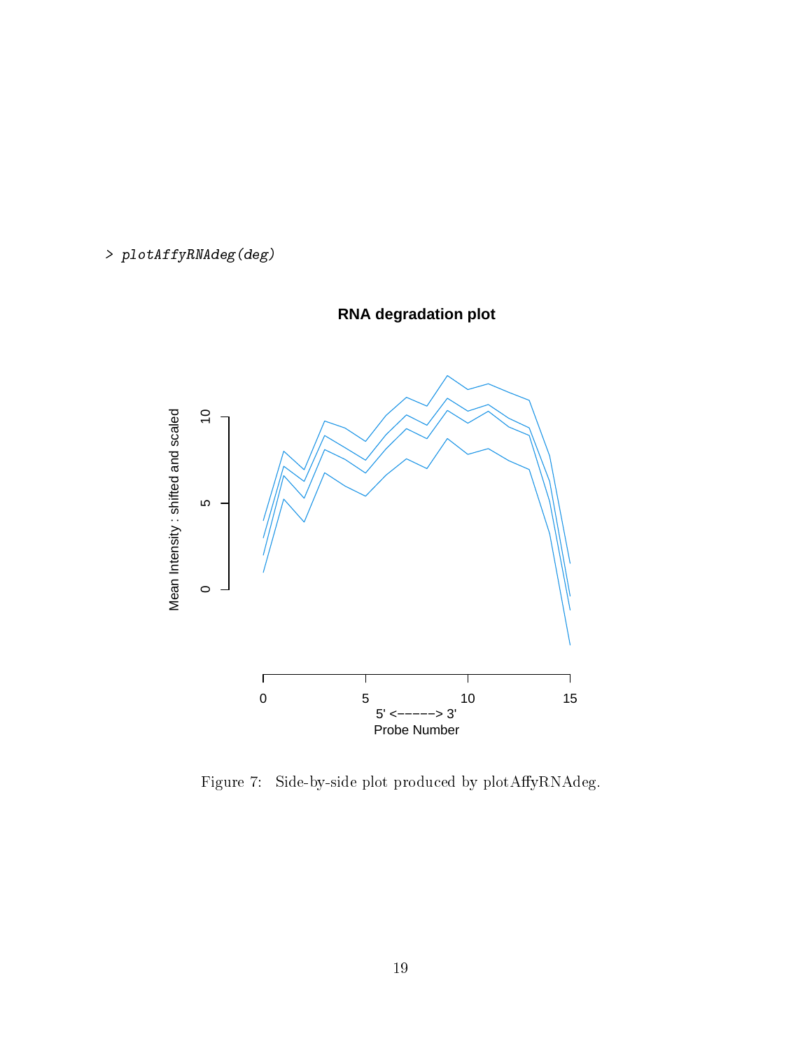```
> plotAffyRNAdeg(deg)
```

Figure 7: Side-by-side plot produced by plotAffyRNAdeg.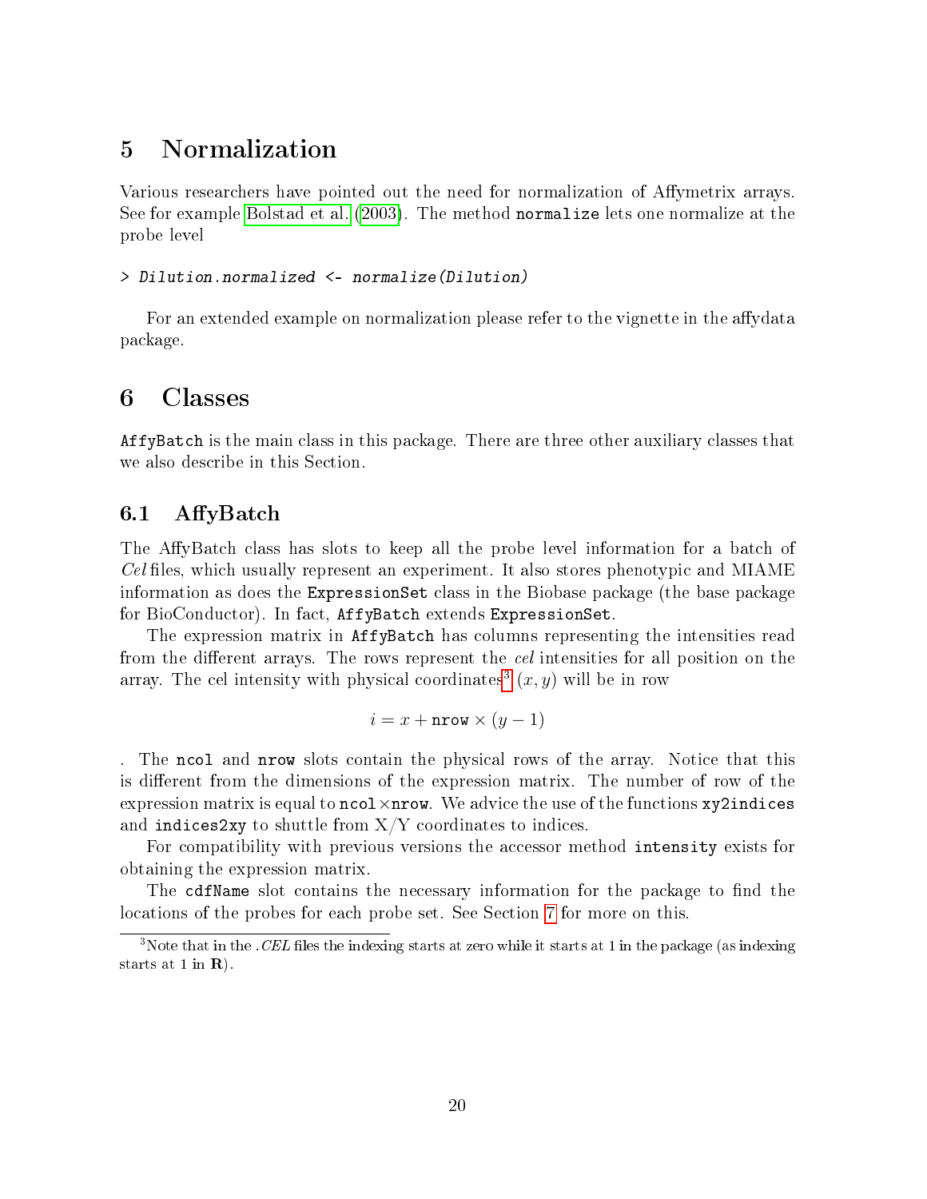# 5 Normalization

Various researchers have pointed out the need for normalization of Affymetrix arrays. See for example Bolstad et al. (2003). The method `normalize` lets one normalize at the probe level

```
> Dilution.normalized <- normalize(Dilution)
```

For an extended example on normalization please refer to the vignette in the affydata package.

# 6 Classes

`AffyBatch` is the main class in this package. There are three other auxiliary classes that we also describe in this Section.

## 6.1 AffyBatch

The AffyBatch class has slots to keep all the probe level information for a batch of *Cel* files, which usually represent an experiment. It also stores phenotypic and MIAME information as does the `ExpressionSet` class in the Biobase package (the base package for BioConductor). In fact, `AffyBatch` extends `ExpressionSet`.

The expression matrix in `AffyBatch` has columns representing the intensities read from the different arrays. The rows represent the *cel* intensities for all position on the array. The cel intensity with physical coordinates[3] $(x, y)$ will be in row

$$i = x + \texttt{nrow} \times (y - 1)$$

. The `ncol` and `nrow` slots contain the physical rows of the array. Notice that this is different from the dimensions of the expression matrix. The number of row of the expression matrix is equal to `ncol`×`nrow`. We advice the use of the functions `xy2indices` and `indices2xy` to shuttle from X/Y coordinates to indices.

For compatibility with previous versions the accessor method `intensity` exists for obtaining the expression matrix.

The `cdfName` slot contains the necessary information for the package to find the locations of the probes for each probe set. See Section 7 for more on this.

[3] Note that in the *.CEL* files the indexing starts at zero while it starts at 1 in the package (as indexing starts at 1 in **R**).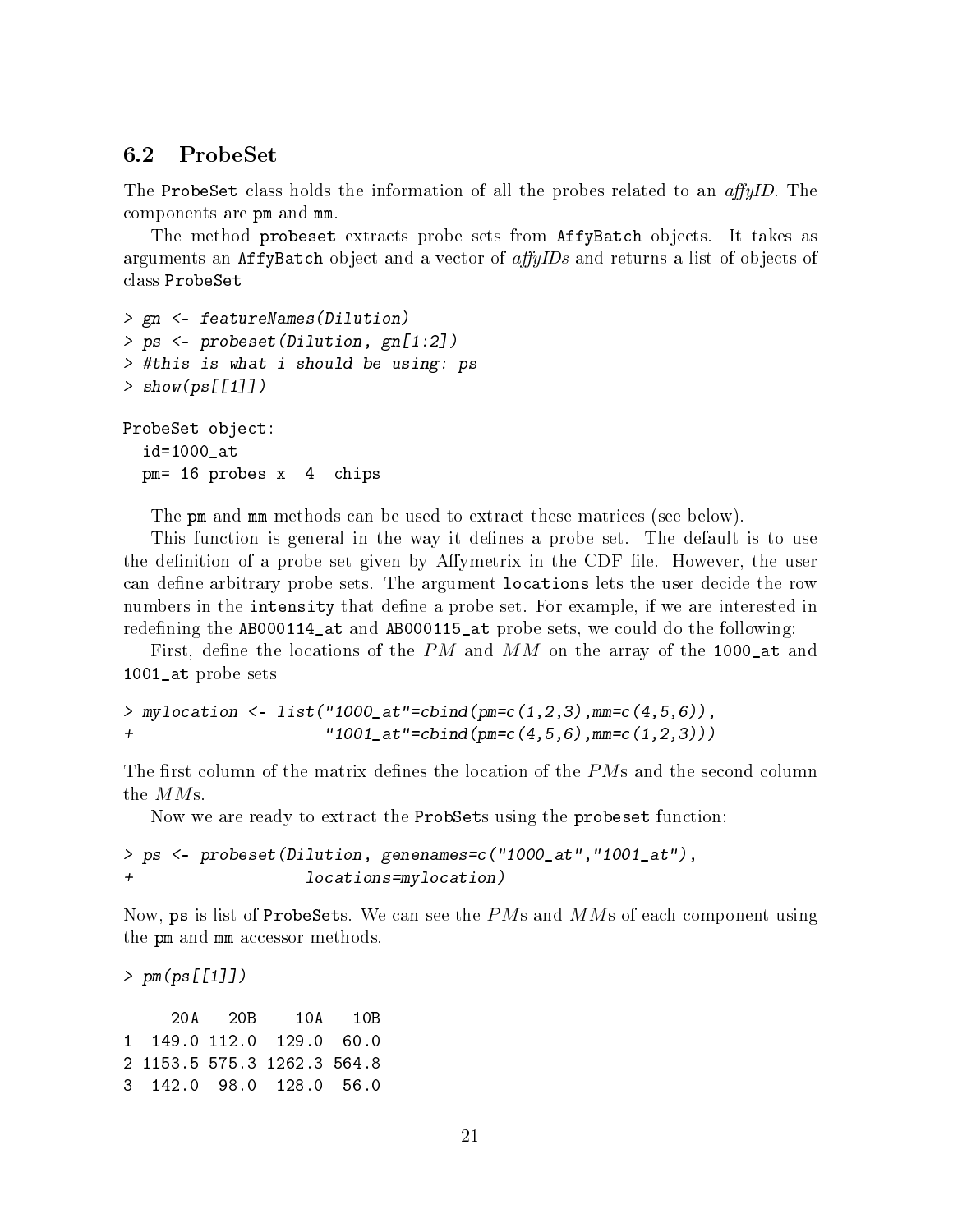### 6.2 ProbeSet

The ProbeSet class holds the information of all the probes related to an *affyID*. The components are pm and mm.

The method probeset extracts probe sets from AffyBatch objects. It takes as arguments an AffyBatch object and a vector of *affyIDs* and returns a list of objects of class ProbeSet

```
> gn <- featureNames(Dilution)
> ps <- probeset(Dilution, gn[1:2])
> #this is what i should be using: ps
> show(ps[[1]])

ProbeSet object:
  id=1000_at
  pm= 16 probes x  4  chips
```

The pm and mm methods can be used to extract these matrices (see below).

This function is general in the way it defines a probe set. The default is to use the definition of a probe set given by Affymetrix in the CDF file. However, the user can define arbitrary probe sets. The argument locations lets the user decide the row numbers in the intensity that define a probe set. For example, if we are interested in redefining the AB000114_at and AB000115_at probe sets, we could do the following:

First, define the locations of the $PM$ and $MM$ on the array of the 1000_at and 1001_at probe sets

```
> mylocation <- list("1000_at"=cbind(pm=c(1,2,3),mm=c(4,5,6)),
+                    "1001_at"=cbind(pm=c(4,5,6),mm=c(1,2,3)))
```

The first column of the matrix defines the location of the $PM$s and the second column the $MM$s.

Now we are ready to extract the ProbSets using the probeset function:

```
> ps <- probeset(Dilution, genenames=c("1000_at","1001_at"),
+                locations=mylocation)
```

Now, ps is list of ProbeSets. We can see the $PM$s and $MM$s of each component using the pm and mm accessor methods.

```
> pm(ps[[1]])

     20A   20B    10A   10B
1  149.0 112.0  129.0  60.0
2 1153.5 575.3 1262.3 564.8
3  142.0  98.0  128.0  56.0
```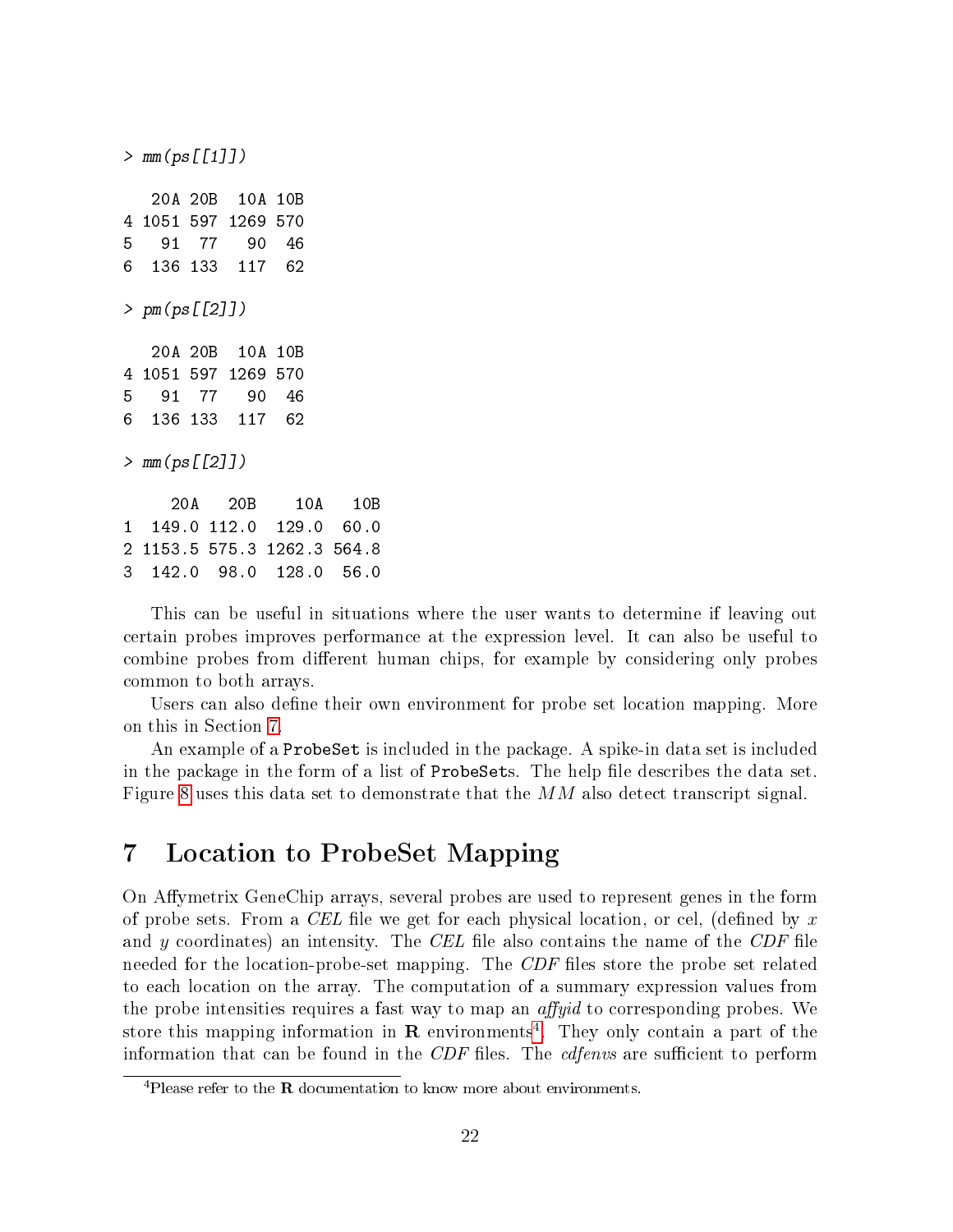```
> mm(ps[[1]])

   20A 20B  10A 10B
4 1051 597 1269 570
5   91  77   90  46
6  136 133  117  62

> pm(ps[[2]])

   20A 20B  10A 10B
4 1051 597 1269 570
5   91  77   90  46
6  136 133  117  62

> mm(ps[[2]])

     20A   20B    10A   10B
1  149.0 112.0  129.0  60.0
2 1153.5 575.3 1262.3 564.8
3  142.0  98.0  128.0  56.0
```

This can be useful in situations where the user wants to determine if leaving out certain probes improves performance at the expression level. It can also be useful to combine probes from different human chips, for example by considering only probes common to both arrays.

Users can also define their own environment for probe set location mapping. More on this in Section 7.

An example of a `ProbeSet` is included in the package. A spike-in data set is included in the package in the form of a list of `ProbeSet`s. The help file describes the data set. Figure 8 uses this data set to demonstrate that the *MM* also detect transcript signal.

# 7 Location to ProbeSet Mapping

On Affymetrix GeneChip arrays, several probes are used to represent genes in the form of probe sets. From a *CEL* file we get for each physical location, or cel, (defined by $x$ and $y$ coordinates) an intensity. The *CEL* file also contains the name of the *CDF* file needed for the location-probe-set mapping. The *CDF* files store the probe set related to each location on the array. The computation of a summary expression values from the probe intensities requires a fast way to map an *affyid* to corresponding probes. We store this mapping information in **R** environments[4]. They only contain a part of the information that can be found in the *CDF* files. The *cdfenvs* are sufficient to perform

[4]Please refer to the **R** documentation to know more about environments.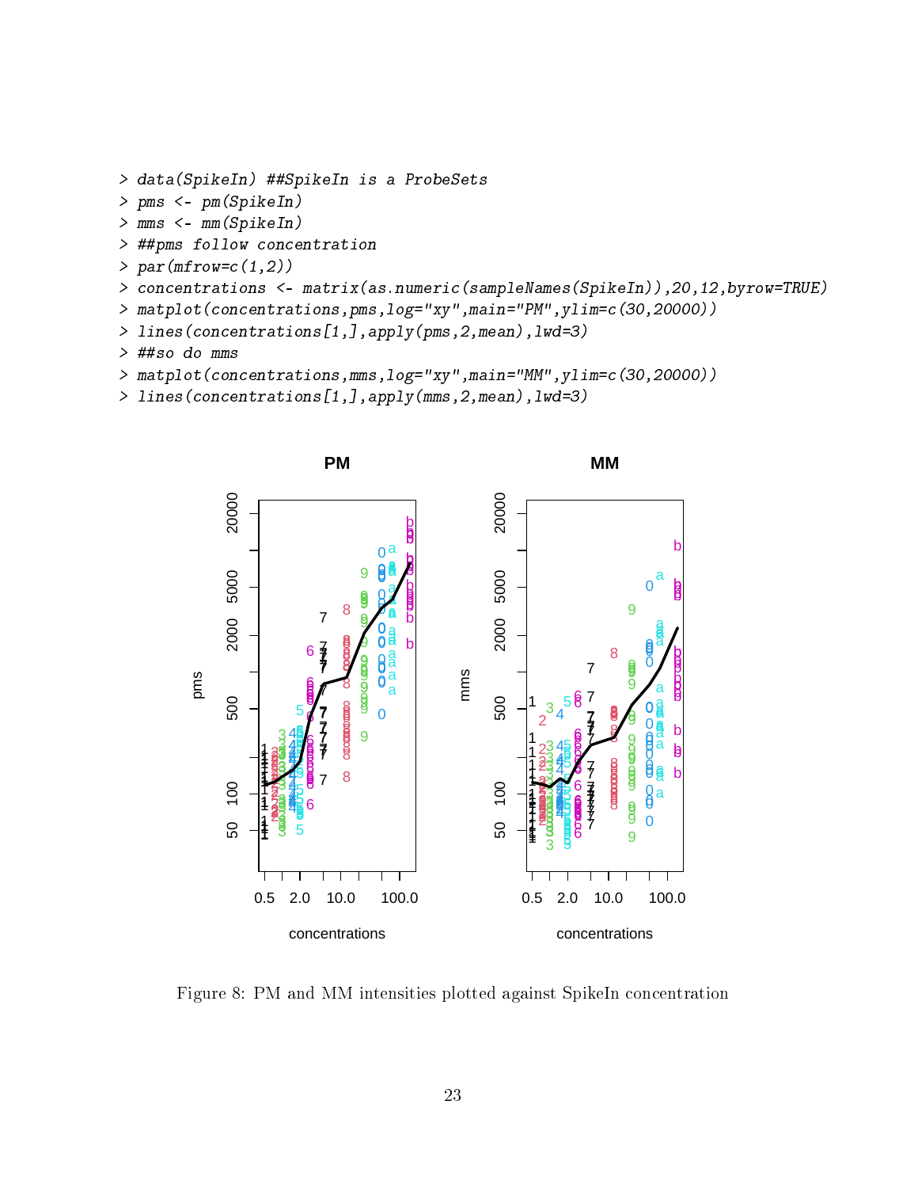```
> data(SpikeIn) ##SpikeIn is a ProbeSets
> pms <- pm(SpikeIn)
> mms <- mm(SpikeIn)
> ##pms follow concentration
> par(mfrow=c(1,2))
> concentrations <- matrix(as.numeric(sampleNames(SpikeIn)),20,12,byrow=TRUE)
> matplot(concentrations,pms,log="xy",main="PM",ylim=c(30,20000))
> lines(concentrations[1,],apply(pms,2,mean),lwd=3)
> ##so do mms
> matplot(concentrations,mms,log="xy",main="MM",ylim=c(30,20000))
> lines(concentrations[1,],apply(mms,2,mean),lwd=3)
```

Figure 8: PM and MM intensities plotted against SpikeIn concentration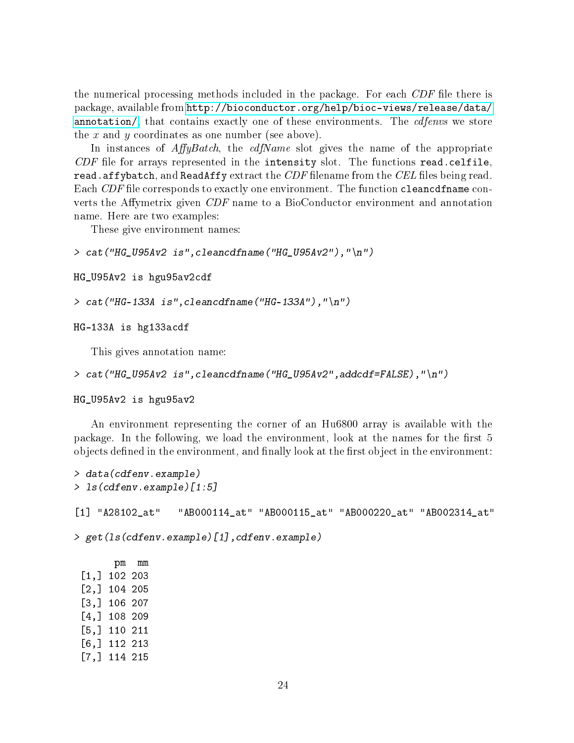the numerical processing methods included in the package. For each *CDF* file there is package, available from http://bioconductor.org/help/bioc-views/release/data/annotation/, that contains exactly one of these environments. The *cdfenvs* we store the $x$ and $y$ coordinates as one number (see above).

In instances of *AffyBatch*, the *cdfName* slot gives the name of the appropriate *CDF* file for arrays represented in the `intensity` slot. The functions `read.celfile`, `read.affybatch`, and `ReadAffy` extract the *CDF* filename from the *CEL* files being read. Each *CDF* file corresponds to exactly one environment. The function `cleancdfname` converts the Affymetrix given *CDF* name to a BioConductor environment and annotation name. Here are two examples:

These give environment names:

```
> cat("HG_U95Av2 is",cleancdfname("HG_U95Av2"),"\n")

HG_U95Av2 is hgu95av2cdf

> cat("HG-133A is",cleancdfname("HG-133A"),"\n")

HG-133A is hg133acdf
```

This gives annotation name:

```
> cat("HG_U95Av2 is",cleancdfname("HG_U95Av2",addcdf=FALSE),"\n")

HG_U95Av2 is hgu95av2
```

An environment representing the corner of an Hu6800 array is available with the package. In the following, we load the environment, look at the names for the first 5 objects defined in the environment, and finally look at the first object in the environment:

```
> data(cdfenv.example)
> ls(cdfenv.example)[1:5]

[1] "A28102_at"   "AB000114_at" "AB000115_at" "AB000220_at" "AB002314_at"

> get(ls(cdfenv.example)[1],cdfenv.example)

      pm  mm
 [1,] 102 203
 [2,] 104 205
 [3,] 106 207
 [4,] 108 209
 [5,] 110 211
 [6,] 112 213
 [7,] 114 215
```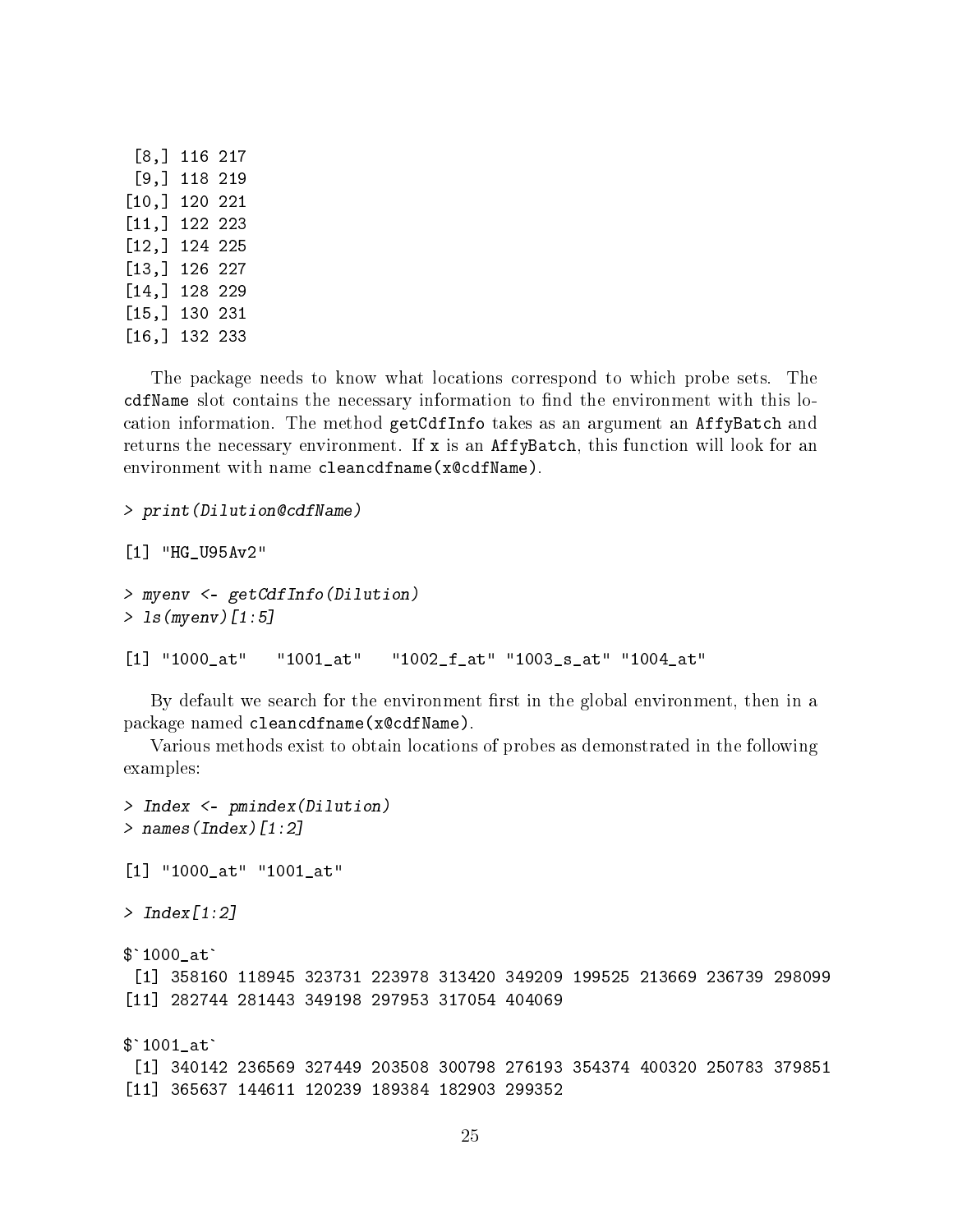```
 [8,] 116 217
 [9,] 118 219
[10,] 120 221
[11,] 122 223
[12,] 124 225
[13,] 126 227
[14,] 128 229
[15,] 130 231
[16,] 132 233
```

The package needs to know what locations correspond to which probe sets. The `cdfName` slot contains the necessary information to find the environment with this location information. The method `getCdfInfo` takes as an argument an `AffyBatch` and returns the necessary environment. If `x` is an `AffyBatch`, this function will look for an environment with name `cleancdfname(x@cdfName)`.

```
> print(Dilution@cdfName)

[1] "HG_U95Av2"

> myenv <- getCdfInfo(Dilution)
> ls(myenv)[1:5]

[1] "1000_at"   "1001_at"   "1002_f_at" "1003_s_at" "1004_at"
```

By default we search for the environment first in the global environment, then in a package named `cleancdfname(x@cdfName)`.

Various methods exist to obtain locations of probes as demonstrated in the following examples:

```
> Index <- pmindex(Dilution)
> names(Index)[1:2]

[1] "1000_at" "1001_at"

> Index[1:2]

$`1000_at`
 [1] 358160 118945 323731 223978 313420 349209 199525 213669 236739 298099
[11] 282744 281443 349198 297953 317054 404069

$`1001_at`
 [1] 340142 236569 327449 203508 300798 276193 354374 400320 250783 379851
[11] 365637 144611 120239 189384 182903 299352
```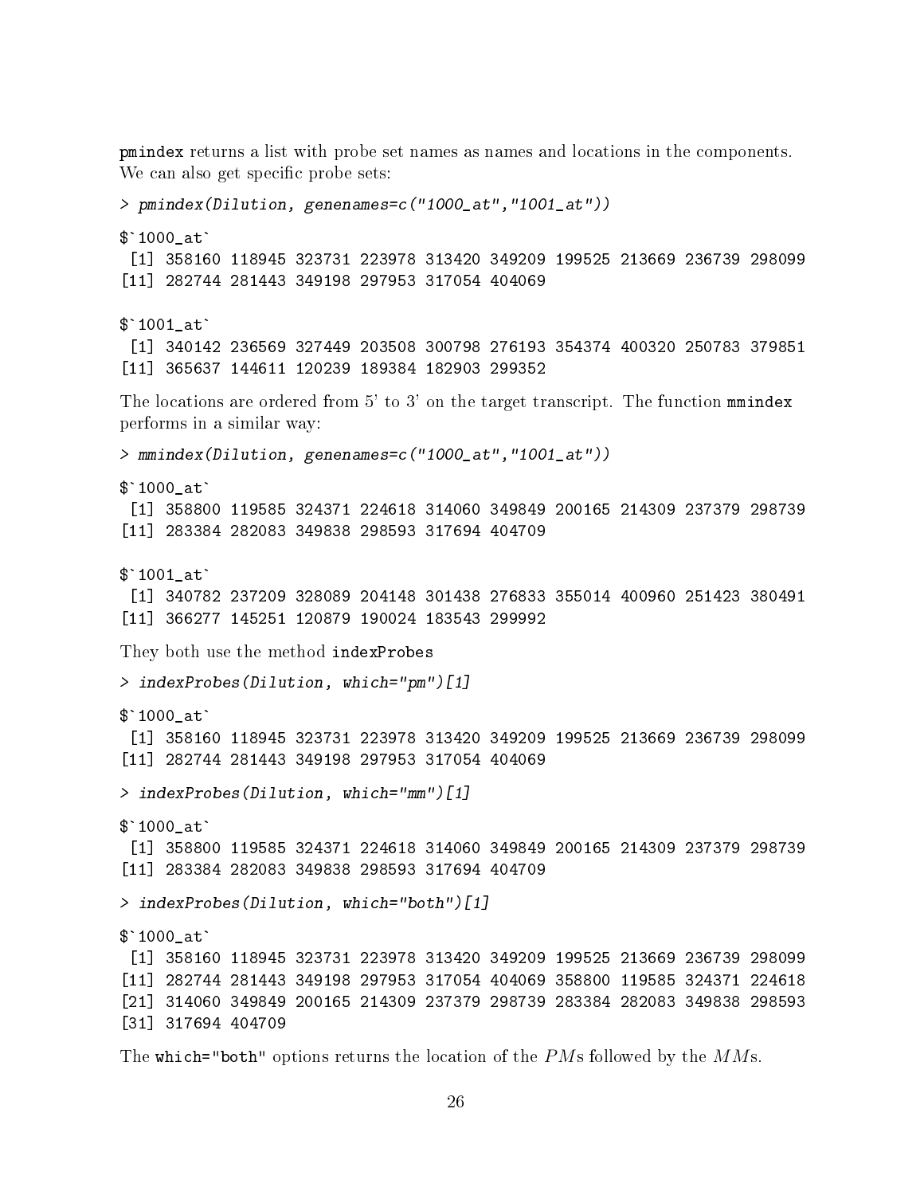pmindex returns a list with probe set names as names and locations in the components. We can also get specific probe sets:

```
> pmindex(Dilution, genenames=c("1000_at","1001_at"))

$`1000_at`
 [1] 358160 118945 323731 223978 313420 349209 199525 213669 236739 298099
[11] 282744 281443 349198 297953 317054 404069

$`1001_at`
 [1] 340142 236569 327449 203508 300798 276193 354374 400320 250783 379851
[11] 365637 144611 120239 189384 182903 299352
```

The locations are ordered from 5' to 3' on the target transcript. The function mmindex performs in a similar way:

```
> mmindex(Dilution, genenames=c("1000_at","1001_at"))

$`1000_at`
 [1] 358800 119585 324371 224618 314060 349849 200165 214309 237379 298739
[11] 283384 282083 349838 298593 317694 404709

$`1001_at`
 [1] 340782 237209 328089 204148 301438 276833 355014 400960 251423 380491
[11] 366277 145251 120879 190024 183543 299992
```

They both use the method indexProbes

```
> indexProbes(Dilution, which="pm")[1]

$`1000_at`
 [1] 358160 118945 323731 223978 313420 349209 199525 213669 236739 298099
[11] 282744 281443 349198 297953 317054 404069

> indexProbes(Dilution, which="mm")[1]

$`1000_at`
 [1] 358800 119585 324371 224618 314060 349849 200165 214309 237379 298739
[11] 283384 282083 349838 298593 317694 404709

> indexProbes(Dilution, which="both")[1]

$`1000_at`
 [1] 358160 118945 323731 223978 313420 349209 199525 213669 236739 298099
[11] 282744 281443 349198 297953 317054 404069 358800 119585 324371 224618
[21] 314060 349849 200165 214309 237379 298739 283384 282083 349838 298593
[31] 317694 404709
```

The which="both" options returns the location of the $PM$s followed by the $MM$s.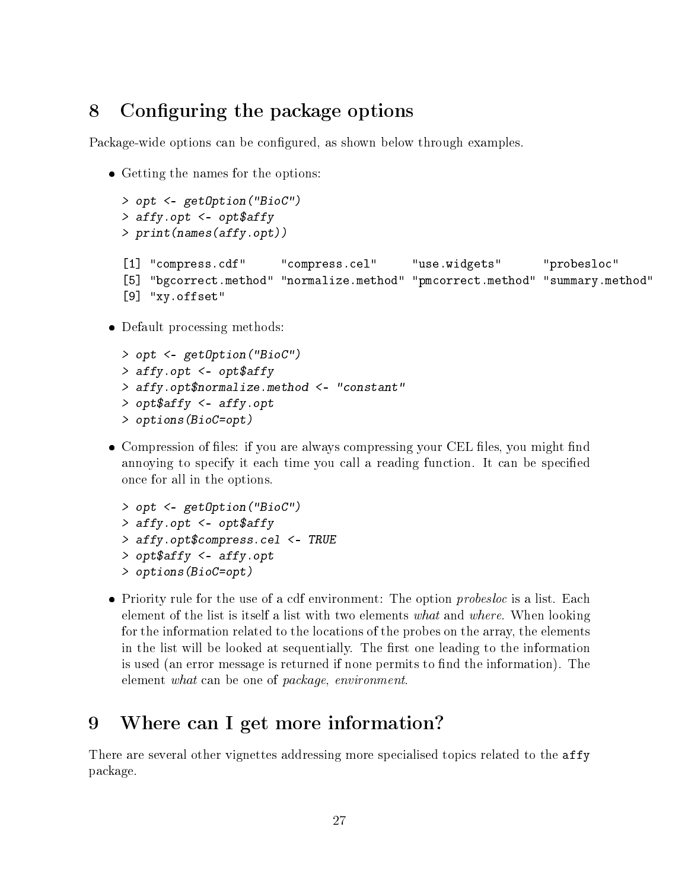## 8 Configuring the package options

Package-wide options can be configured, as shown below through examples.

- Getting the names for the options:

```
> opt <- getOption("BioC")
> affy.opt <- opt$affy
> print(names(affy.opt))

[1] "compress.cdf"     "compress.cel"     "use.widgets"      "probesloc"
[5] "bgcorrect.method" "normalize.method" "pmcorrect.method" "summary.method"
[9] "xy.offset"
```

- Default processing methods:

```
> opt <- getOption("BioC")
> affy.opt <- opt$affy
> affy.opt$normalize.method <- "constant"
> opt$affy <- affy.opt
> options(BioC=opt)
```

- Compression of files: if you are always compressing your CEL files, you might find annoying to specify it each time you call a reading function. It can be specified once for all in the options.

```
> opt <- getOption("BioC")
> affy.opt <- opt$affy
> affy.opt$compress.cel <- TRUE
> opt$affy <- affy.opt
> options(BioC=opt)
```

- Priority rule for the use of a cdf environment: The option *probesloc* is a list. Each element of the list is itself a list with two elements *what* and *where*. When looking for the information related to the locations of the probes on the array, the elements in the list will be looked at sequentially. The first one leading to the information is used (an error message is returned if none permits to find the information). The element *what* can be one of *package*, *environment*.

## 9 Where can I get more information?

There are several other vignettes addressing more specialised topics related to the `affy` package.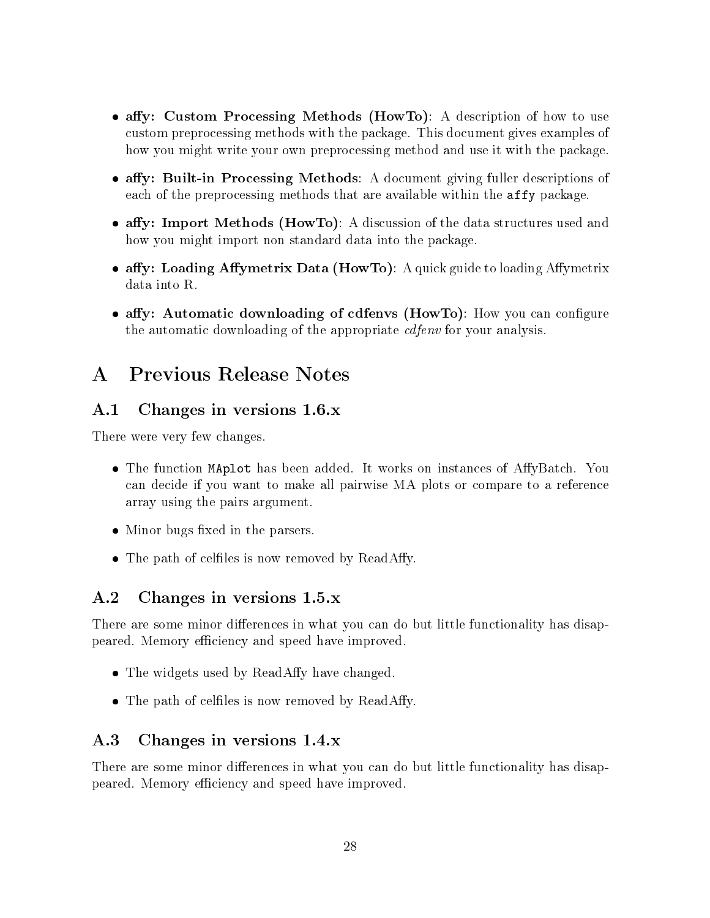- **affy: Custom Processing Methods (HowTo)**: A description of how to use custom preprocessing methods with the package. This document gives examples of how you might write your own preprocessing method and use it with the package.
- **affy: Built-in Processing Methods**: A document giving fuller descriptions of each of the preprocessing methods that are available within the `affy` package.
- **affy: Import Methods (HowTo)**: A discussion of the data structures used and how you might import non standard data into the package.
- **affy: Loading Affymetrix Data (HowTo)**: A quick guide to loading Affymetrix data into R.
- **affy: Automatic downloading of cdfenvs (HowTo)**: How you can configure the automatic downloading of the appropriate *cdfenv* for your analysis.

# A Previous Release Notes

## A.1 Changes in versions 1.6.x

There were very few changes.

- The function `MAplot` has been added. It works on instances of AffyBatch. You can decide if you want to make all pairwise MA plots or compare to a reference array using the pairs argument.
- Minor bugs fixed in the parsers.
- The path of celfiles is now removed by ReadAffy.

## A.2 Changes in versions 1.5.x

There are some minor differences in what you can do but little functionality has disappeared. Memory efficiency and speed have improved.

- The widgets used by ReadAffy have changed.
- The path of celfiles is now removed by ReadAffy.

## A.3 Changes in versions 1.4.x

There are some minor differences in what you can do but little functionality has disappeared. Memory efficiency and speed have improved.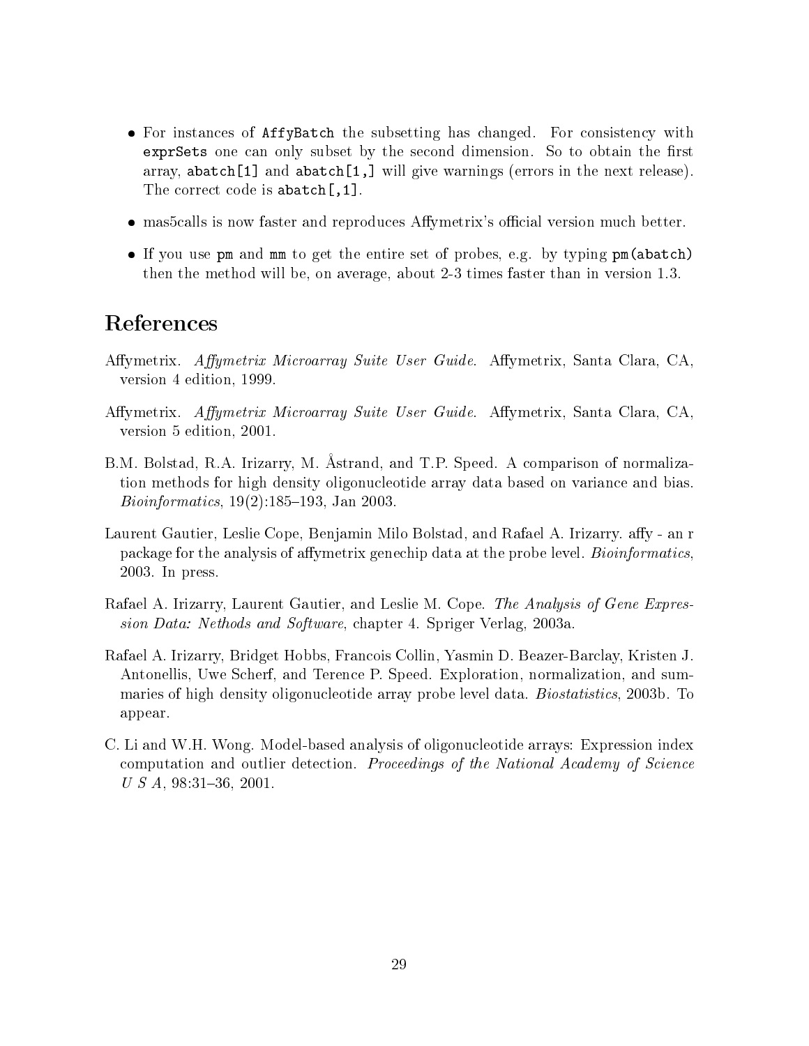- For instances of `AffyBatch` the subsetting has changed. For consistency with `exprSets` one can only subset by the second dimension. So to obtain the first array, `abatch[1]` and `abatch[1,]` will give warnings (errors in the next release). The correct code is `abatch[,1]`.
- mas5calls is now faster and reproduces Affymetrix's official version much better.
- If you use `pm` and `mm` to get the entire set of probes, e.g. by typing `pm(abatch)` then the method will be, on average, about 2-3 times faster than in version 1.3.

# References

Affymetrix. *Affymetrix Microarray Suite User Guide*. Affymetrix, Santa Clara, CA, version 4 edition, 1999.

Affymetrix. *Affymetrix Microarray Suite User Guide*. Affymetrix, Santa Clara, CA, version 5 edition, 2001.

B.M. Bolstad, R.A. Irizarry, M. Åstrand, and T.P. Speed. A comparison of normalization methods for high density oligonucleotide array data based on variance and bias. *Bioinformatics*, 19(2):185–193, Jan 2003.

Laurent Gautier, Leslie Cope, Benjamin Milo Bolstad, and Rafael A. Irizarry. affy - an r package for the analysis of affymetrix genechip data at the probe level. *Bioinformatics*, 2003. In press.

Rafael A. Irizarry, Laurent Gautier, and Leslie M. Cope. *The Analysis of Gene Expression Data: Nethods and Software*, chapter 4. Spriger Verlag, 2003a.

Rafael A. Irizarry, Bridget Hobbs, Francois Collin, Yasmin D. Beazer-Barclay, Kristen J. Antonellis, Uwe Scherf, and Terence P. Speed. Exploration, normalization, and summaries of high density oligonucleotide array probe level data. *Biostatistics*, 2003b. To appear.

C. Li and W.H. Wong. Model-based analysis of oligonucleotide arrays: Expression index computation and outlier detection. *Proceedings of the National Academy of Science U S A*, 98:31–36, 2001.